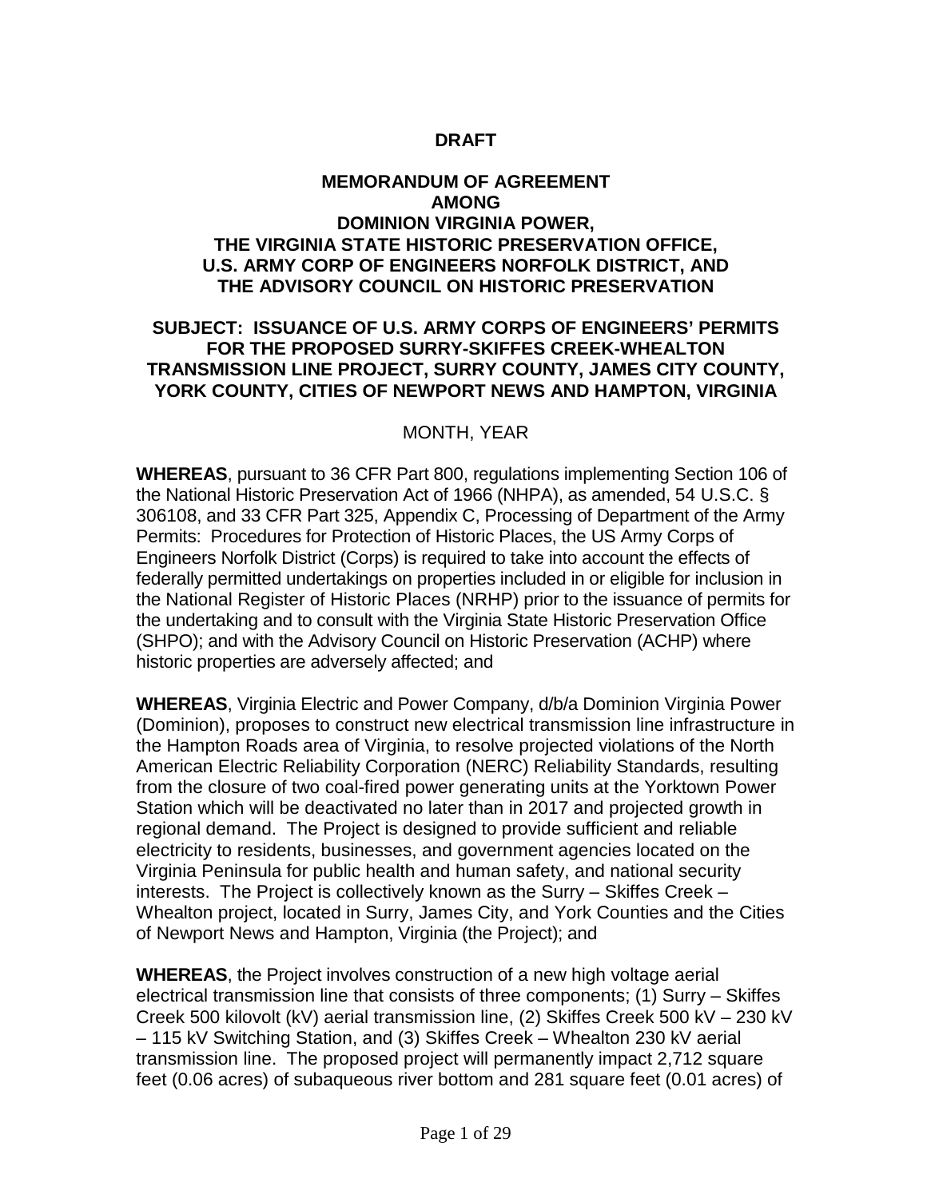**DRAFT**

# MEMORANDUM OF AGREEMENT AMONG DOMINION VIRGINIA POWER, THE VIRGINIA STATE HISTORIC PRESERVATION OFFICE, U.S. ARMY CORP OF ENGINEERS NORFOLK DISTRICT, AND THE ADVISORY COUNCIL ON HISTORIC PRESERVATION

## SUBJECT: ISSUANCE OF U.S. ARMY CORPS OF ENGINEERS' PERMITS FOR THE PROPOSED SURRY-SKIFFES CREEK-WHEALTON TRANSMISSION LINE PROJECT, SURRY COUNTY, JAMES CITY COUNTY, YORK COUNTY, CITIES OF NEWPORT NEWS AND HAMPTON, VIRGINIA

MONTH, YEAR

**WHEREAS**, pursuant to 36 CFR Part 800, regulations implementing Section 106 of the National Historic Preservation Act of 1966 (NHPA), as amended, 54 U.S.C. § 306108, and 33 CFR Part 325, Appendix C, Processing of Department of the Army Permits: Procedures for Protection of Historic Places, the US Army Corps of Engineers Norfolk District (Corps) is required to take into account the effects of federally permitted undertakings on properties included in or eligible for inclusion in the National Register of Historic Places (NRHP) prior to the issuance of permits for the undertaking and to consult with the Virginia State Historic Preservation Office (SHPO); and with the Advisory Council on Historic Preservation (ACHP) where historic properties are adversely affected; and

**WHEREAS**, Virginia Electric and Power Company, d/b/a Dominion Virginia Power (Dominion), proposes to construct new electrical transmission line infrastructure in the Hampton Roads area of Virginia, to resolve projected violations of the North American Electric Reliability Corporation (NERC) Reliability Standards, resulting from the closure of two coal-fired power generating units at the Yorktown Power Station which will be deactivated no later than in 2017 and projected growth in regional demand. The Project is designed to provide sufficient and reliable electricity to residents, businesses, and government agencies located on the Virginia Peninsula for public health and human safety, and national security interests. The Project is collectively known as the Surry – Skiffes Creek – Whealton project, located in Surry, James City, and York Counties and the Cities of Newport News and Hampton, Virginia (the Project); and

**WHEREAS**, the Project involves construction of a new high voltage aerial electrical transmission line that consists of three components; (1) Surry – Skiffes Creek 500 kilovolt (kV) aerial transmission line, (2) Skiffes Creek 500 kV – 230 kV – 115 kV Switching Station, and (3) Skiffes Creek – Whealton 230 kV aerial transmission line. The proposed project will permanently impact 2,712 square feet (0.06 acres) of subaqueous river bottom and 281 square feet (0.01 acres) of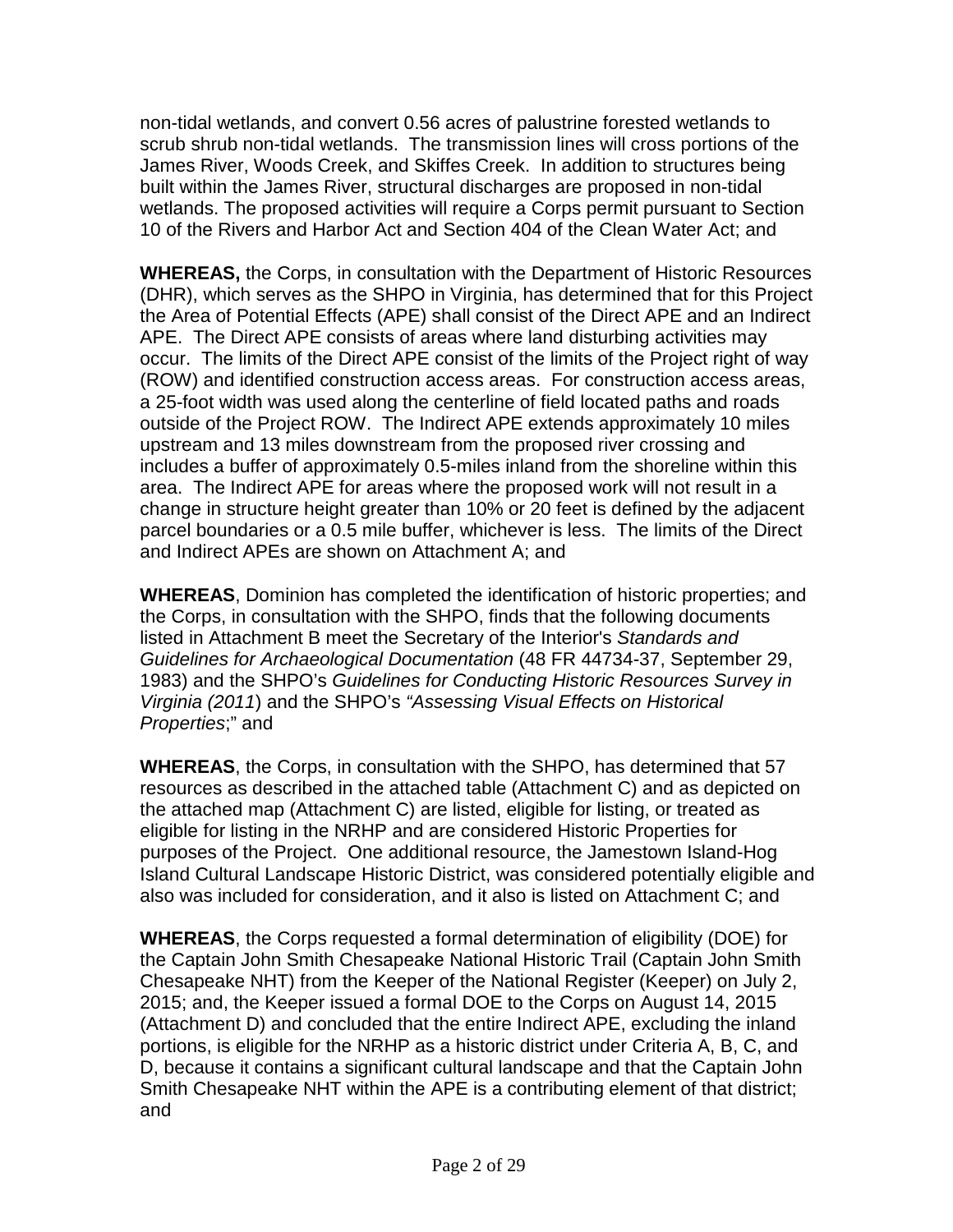non-tidal wetlands, and convert 0.56 acres of palustrine forested wetlands to scrub shrub non-tidal wetlands. The transmission lines will cross portions of the James River, Woods Creek, and Skiffes Creek. In addition to structures being built within the James River, structural discharges are proposed in non-tidal wetlands. The proposed activities will require a Corps permit pursuant to Section 10 of the Rivers and Harbor Act and Section 404 of the Clean Water Act; and

**WHEREAS,** the Corps, in consultation with the Department of Historic Resources (DHR), which serves as the SHPO in Virginia, has determined that for this Project the Area of Potential Effects (APE) shall consist of the Direct APE and an Indirect APE. The Direct APE consists of areas where land disturbing activities may occur. The limits of the Direct APE consist of the limits of the Project right of way (ROW) and identified construction access areas. For construction access areas, a 25-foot width was used along the centerline of field located paths and roads outside of the Project ROW. The Indirect APE extends approximately 10 miles upstream and 13 miles downstream from the proposed river crossing and includes a buffer of approximately 0.5-miles inland from the shoreline within this area. The Indirect APE for areas where the proposed work will not result in a change in structure height greater than 10% or 20 feet is defined by the adjacent parcel boundaries or a 0.5 mile buffer, whichever is less. The limits of the Direct and Indirect APEs are shown on Attachment A; and

**WHEREAS**, Dominion has completed the identification of historic properties; and the Corps, in consultation with the SHPO, finds that the following documents listed in Attachment B meet the Secretary of the Interior's *Standards and Guidelines for Archaeological Documentation* (48 FR 44734-37, September 29, 1983) and the SHPO's *Guidelines for Conducting Historic Resources Survey in Virginia (2011*) and the SHPO's *"Assessing Visual Effects on Historical Properties*;" and

**WHEREAS**, the Corps, in consultation with the SHPO, has determined that 57 resources as described in the attached table (Attachment C) and as depicted on the attached map (Attachment C) are listed, eligible for listing, or treated as eligible for listing in the NRHP and are considered Historic Properties for purposes of the Project. One additional resource, the Jamestown Island-Hog Island Cultural Landscape Historic District, was considered potentially eligible and also was included for consideration, and it also is listed on Attachment C; and

**WHEREAS**, the Corps requested a formal determination of eligibility (DOE) for the Captain John Smith Chesapeake National Historic Trail (Captain John Smith Chesapeake NHT) from the Keeper of the National Register (Keeper) on July 2, 2015; and, the Keeper issued a formal DOE to the Corps on August 14, 2015 (Attachment D) and concluded that the entire Indirect APE, excluding the inland portions, is eligible for the NRHP as a historic district under Criteria A, B, C, and D, because it contains a significant cultural landscape and that the Captain John Smith Chesapeake NHT within the APE is a contributing element of that district; and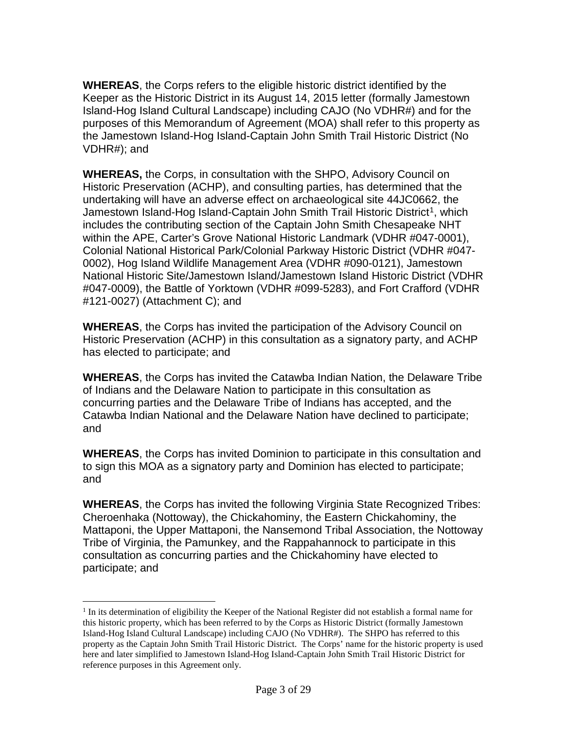**WHEREAS**, the Corps refers to the eligible historic district identified by the Keeper as the Historic District in its August 14, 2015 letter (formally Jamestown Island-Hog Island Cultural Landscape) including CAJO (No VDHR#) and for the purposes of this Memorandum of Agreement (MOA) shall refer to this property as the Jamestown Island-Hog Island-Captain John Smith Trail Historic District (No VDHR#); and

**WHEREAS,** the Corps, in consultation with the SHPO, Advisory Council on Historic Preservation (ACHP), and consulting parties, has determined that the undertaking will have an adverse effect on archaeological site 44JC0662, the Jamestown Island-Hog Island-Captain John Smith Trail Historic District[1], which includes the contributing section of the Captain John Smith Chesapeake NHT within the APE, Carter's Grove National Historic Landmark (VDHR #047-0001), Colonial National Historical Park/Colonial Parkway Historic District (VDHR #047-0002), Hog Island Wildlife Management Area (VDHR #090-0121), Jamestown National Historic Site/Jamestown Island/Jamestown Island Historic District (VDHR #047-0009), the Battle of Yorktown (VDHR #099-5283), and Fort Crafford (VDHR #121-0027) (Attachment C); and

**WHEREAS**, the Corps has invited the participation of the Advisory Council on Historic Preservation (ACHP) in this consultation as a signatory party, and ACHP has elected to participate; and

**WHEREAS**, the Corps has invited the Catawba Indian Nation, the Delaware Tribe of Indians and the Delaware Nation to participate in this consultation as concurring parties and the Delaware Tribe of Indians has accepted, and the Catawba Indian National and the Delaware Nation have declined to participate; and

**WHEREAS**, the Corps has invited Dominion to participate in this consultation and to sign this MOA as a signatory party and Dominion has elected to participate; and

**WHEREAS**, the Corps has invited the following Virginia State Recognized Tribes: Cheroenhaka (Nottoway), the Chickahominy, the Eastern Chickahominy, the Mattaponi, the Upper Mattaponi, the Nansemond Tribal Association, the Nottoway Tribe of Virginia, the Pamunkey, and the Rappahannock to participate in this consultation as concurring parties and the Chickahominy have elected to participate; and

---

[1] In its determination of eligibility the Keeper of the National Register did not establish a formal name for this historic property, which has been referred to by the Corps as Historic District (formally Jamestown Island-Hog Island Cultural Landscape) including CAJO (No VDHR#). The SHPO has referred to this property as the Captain John Smith Trail Historic District. The Corps' name for the historic property is used here and later simplified to Jamestown Island-Hog Island-Captain John Smith Trail Historic District for reference purposes in this Agreement only.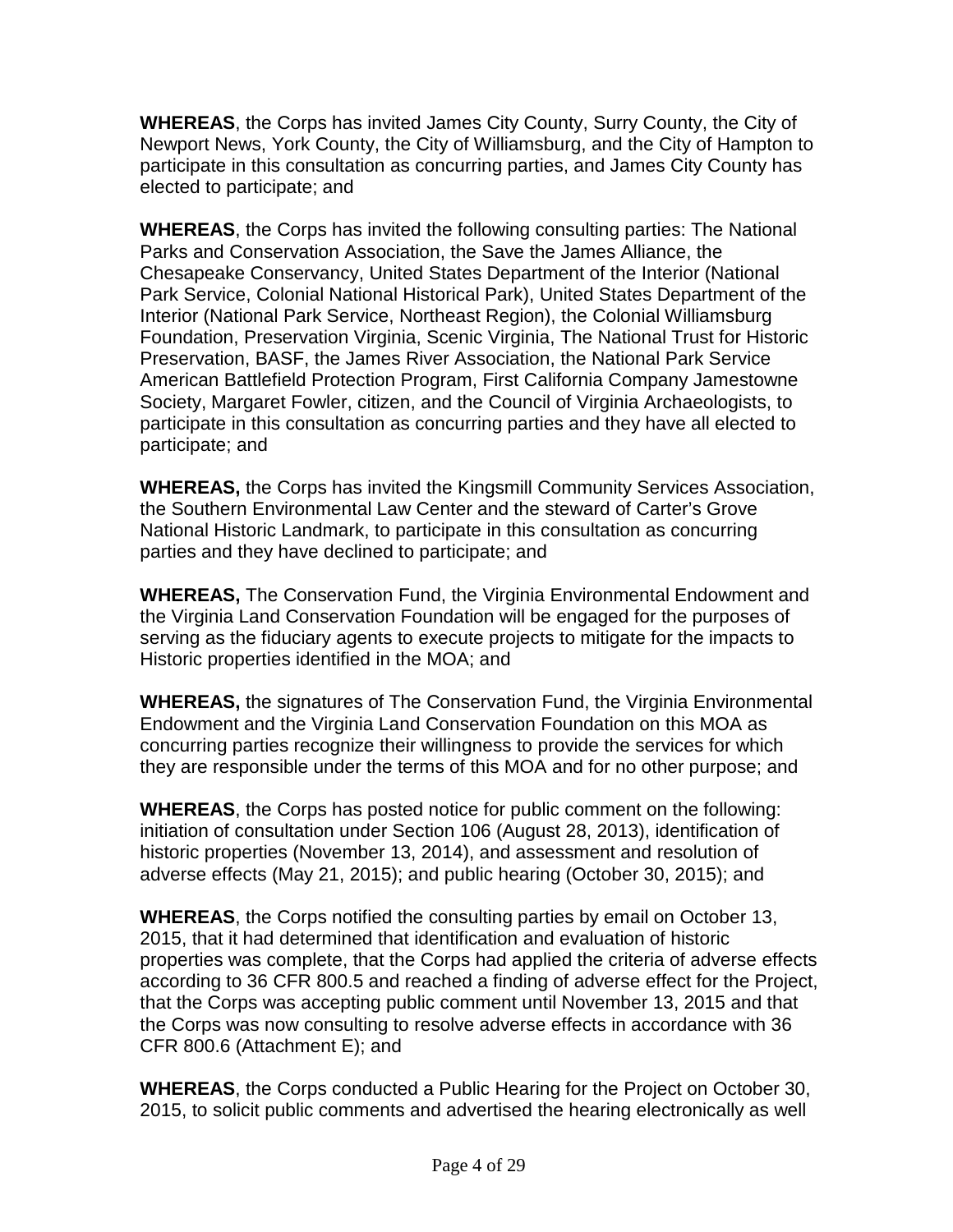**WHEREAS**, the Corps has invited James City County, Surry County, the City of Newport News, York County, the City of Williamsburg, and the City of Hampton to participate in this consultation as concurring parties, and James City County has elected to participate; and

**WHEREAS**, the Corps has invited the following consulting parties: The National Parks and Conservation Association, the Save the James Alliance, the Chesapeake Conservancy, United States Department of the Interior (National Park Service, Colonial National Historical Park), United States Department of the Interior (National Park Service, Northeast Region), the Colonial Williamsburg Foundation, Preservation Virginia, Scenic Virginia, The National Trust for Historic Preservation, BASF, the James River Association, the National Park Service American Battlefield Protection Program, First California Company Jamestowne Society, Margaret Fowler, citizen, and the Council of Virginia Archaeologists, to participate in this consultation as concurring parties and they have all elected to participate; and

**WHEREAS,** the Corps has invited the Kingsmill Community Services Association, the Southern Environmental Law Center and the steward of Carter's Grove National Historic Landmark, to participate in this consultation as concurring parties and they have declined to participate; and

**WHEREAS,** The Conservation Fund, the Virginia Environmental Endowment and the Virginia Land Conservation Foundation will be engaged for the purposes of serving as the fiduciary agents to execute projects to mitigate for the impacts to Historic properties identified in the MOA; and

**WHEREAS,** the signatures of The Conservation Fund, the Virginia Environmental Endowment and the Virginia Land Conservation Foundation on this MOA as concurring parties recognize their willingness to provide the services for which they are responsible under the terms of this MOA and for no other purpose; and

**WHEREAS**, the Corps has posted notice for public comment on the following: initiation of consultation under Section 106 (August 28, 2013), identification of historic properties (November 13, 2014), and assessment and resolution of adverse effects (May 21, 2015); and public hearing (October 30, 2015); and

**WHEREAS**, the Corps notified the consulting parties by email on October 13, 2015, that it had determined that identification and evaluation of historic properties was complete, that the Corps had applied the criteria of adverse effects according to 36 CFR 800.5 and reached a finding of adverse effect for the Project, that the Corps was accepting public comment until November 13, 2015 and that the Corps was now consulting to resolve adverse effects in accordance with 36 CFR 800.6 (Attachment E); and

**WHEREAS**, the Corps conducted a Public Hearing for the Project on October 30, 2015, to solicit public comments and advertised the hearing electronically as well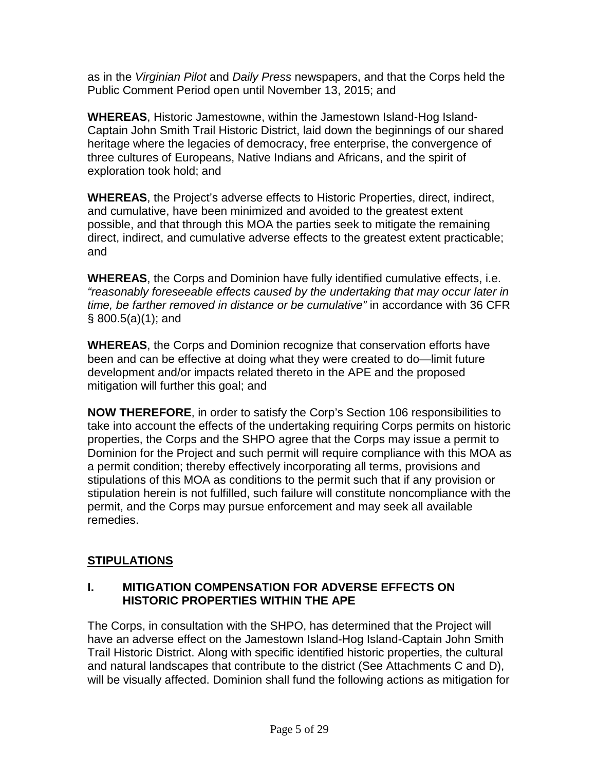as in the *Virginian Pilot* and *Daily Press* newspapers, and that the Corps held the Public Comment Period open until November 13, 2015; and

**WHEREAS**, Historic Jamestowne, within the Jamestown Island-Hog Island-Captain John Smith Trail Historic District, laid down the beginnings of our shared heritage where the legacies of democracy, free enterprise, the convergence of three cultures of Europeans, Native Indians and Africans, and the spirit of exploration took hold; and

**WHEREAS**, the Project's adverse effects to Historic Properties, direct, indirect, and cumulative, have been minimized and avoided to the greatest extent possible, and that through this MOA the parties seek to mitigate the remaining direct, indirect, and cumulative adverse effects to the greatest extent practicable; and

**WHEREAS**, the Corps and Dominion have fully identified cumulative effects, i.e. *"reasonably foreseeable effects caused by the undertaking that may occur later in time, be farther removed in distance or be cumulative"* in accordance with 36 CFR § 800.5(a)(1); and

**WHEREAS**, the Corps and Dominion recognize that conservation efforts have been and can be effective at doing what they were created to do—limit future development and/or impacts related thereto in the APE and the proposed mitigation will further this goal; and

**NOW THEREFORE**, in order to satisfy the Corp's Section 106 responsibilities to take into account the effects of the undertaking requiring Corps permits on historic properties, the Corps and the SHPO agree that the Corps may issue a permit to Dominion for the Project and such permit will require compliance with this MOA as a permit condition; thereby effectively incorporating all terms, provisions and stipulations of this MOA as conditions to the permit such that if any provision or stipulation herein is not fulfilled, such failure will constitute noncompliance with the permit, and the Corps may pursue enforcement and may seek all available remedies.

## STIPULATIONS

### I. MITIGATION COMPENSATION FOR ADVERSE EFFECTS ON HISTORIC PROPERTIES WITHIN THE APE

The Corps, in consultation with the SHPO, has determined that the Project will have an adverse effect on the Jamestown Island-Hog Island-Captain John Smith Trail Historic District. Along with specific identified historic properties, the cultural and natural landscapes that contribute to the district (See Attachments C and D), will be visually affected. Dominion shall fund the following actions as mitigation for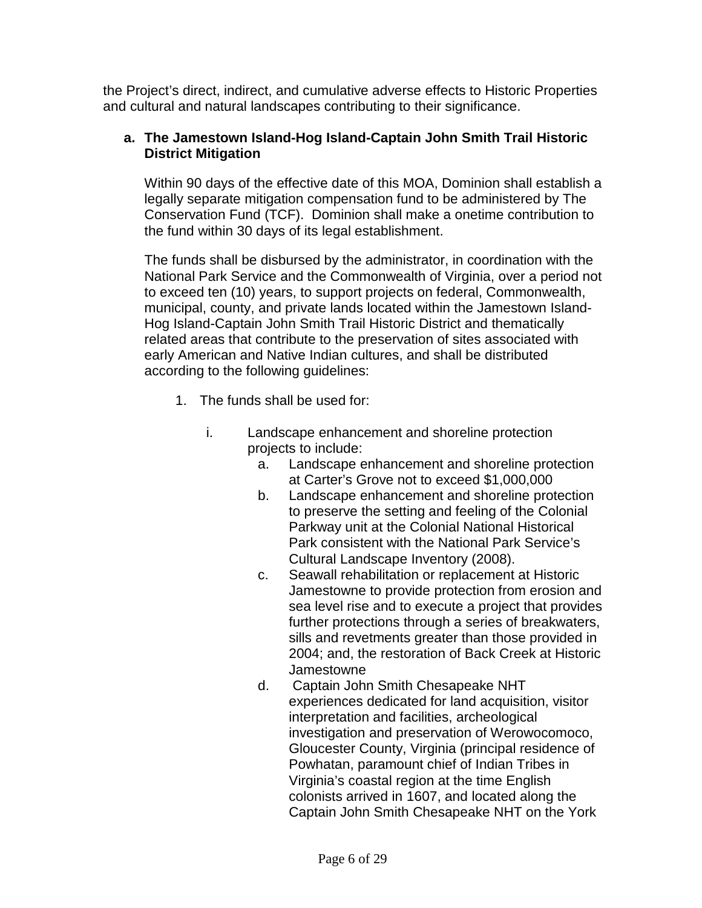the Project's direct, indirect, and cumulative adverse effects to Historic Properties and cultural and natural landscapes contributing to their significance.

**a. The Jamestown Island-Hog Island-Captain John Smith Trail Historic District Mitigation**

Within 90 days of the effective date of this MOA, Dominion shall establish a legally separate mitigation compensation fund to be administered by The Conservation Fund (TCF). Dominion shall make a onetime contribution to the fund within 30 days of its legal establishment.

The funds shall be disbursed by the administrator, in coordination with the National Park Service and the Commonwealth of Virginia, over a period not to exceed ten (10) years, to support projects on federal, Commonwealth, municipal, county, and private lands located within the Jamestown Island-Hog Island-Captain John Smith Trail Historic District and thematically related areas that contribute to the preservation of sites associated with early American and Native Indian cultures, and shall be distributed according to the following guidelines:

1. The funds shall be used for:

   i. Landscape enhancement and shoreline protection projects to include:

      a. Landscape enhancement and shoreline protection at Carter's Grove not to exceed $1,000,000
      b. Landscape enhancement and shoreline protection to preserve the setting and feeling of the Colonial Parkway unit at the Colonial National Historical Park consistent with the National Park Service's Cultural Landscape Inventory (2008).
      c. Seawall rehabilitation or replacement at Historic Jamestowne to provide protection from erosion and sea level rise and to execute a project that provides further protections through a series of breakwaters, sills and revetments greater than those provided in 2004; and, the restoration of Back Creek at Historic Jamestowne
      d. Captain John Smith Chesapeake NHT experiences dedicated for land acquisition, visitor interpretation and facilities, archeological investigation and preservation of Werowocomoco, Gloucester County, Virginia (principal residence of Powhatan, paramount chief of Indian Tribes in Virginia's coastal region at the time English colonists arrived in 1607, and located along the Captain John Smith Chesapeake NHT on the York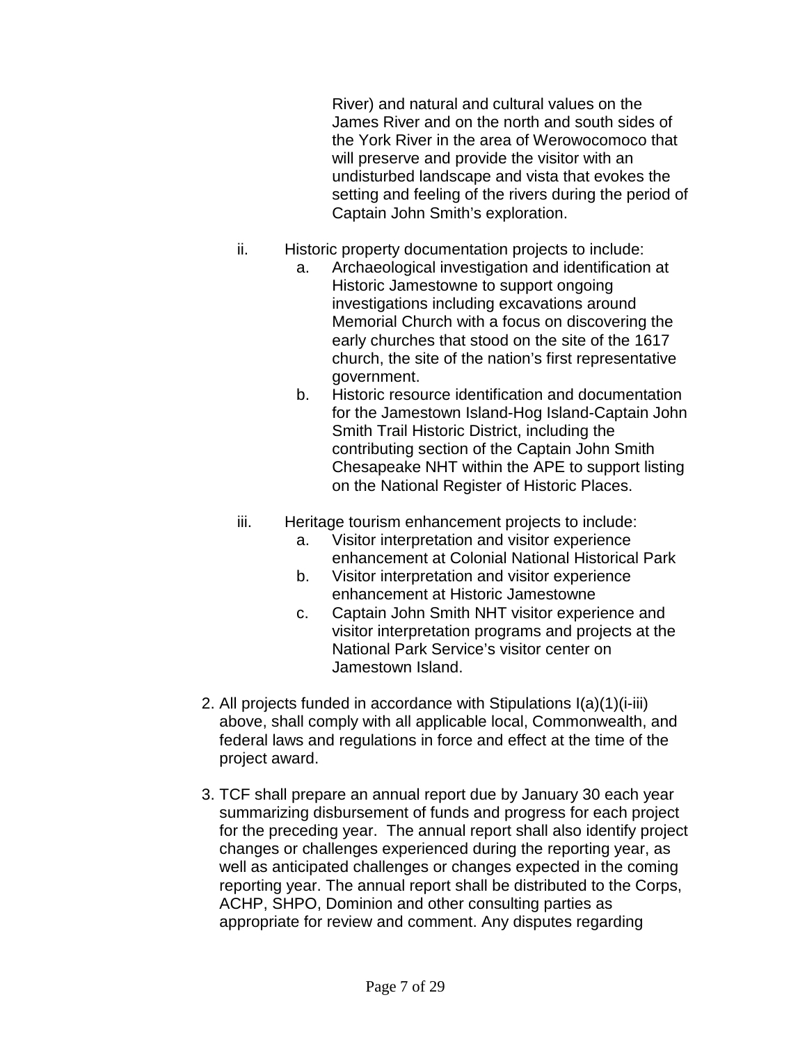River) and natural and cultural values on the James River and on the north and south sides of the York River in the area of Werowocomoco that will preserve and provide the visitor with an undisturbed landscape and vista that evokes the setting and feeling of the rivers during the period of Captain John Smith's exploration.

ii. Historic property documentation projects to include:
   a. Archaeological investigation and identification at Historic Jamestowne to support ongoing investigations including excavations around Memorial Church with a focus on discovering the early churches that stood on the site of the 1617 church, the site of the nation's first representative government.
   b. Historic resource identification and documentation for the Jamestown Island-Hog Island-Captain John Smith Trail Historic District, including the contributing section of the Captain John Smith Chesapeake NHT within the APE to support listing on the National Register of Historic Places.

iii. Heritage tourism enhancement projects to include:
   a. Visitor interpretation and visitor experience enhancement at Colonial National Historical Park
   b. Visitor interpretation and visitor experience enhancement at Historic Jamestowne
   c. Captain John Smith NHT visitor experience and visitor interpretation programs and projects at the National Park Service's visitor center on Jamestown Island.

2. All projects funded in accordance with Stipulations I(a)(1)(i-iii) above, shall comply with all applicable local, Commonwealth, and federal laws and regulations in force and effect at the time of the project award.

3. TCF shall prepare an annual report due by January 30 each year summarizing disbursement of funds and progress for each project for the preceding year. The annual report shall also identify project changes or challenges experienced during the reporting year, as well as anticipated challenges or changes expected in the coming reporting year. The annual report shall be distributed to the Corps, ACHP, SHPO, Dominion and other consulting parties as appropriate for review and comment. Any disputes regarding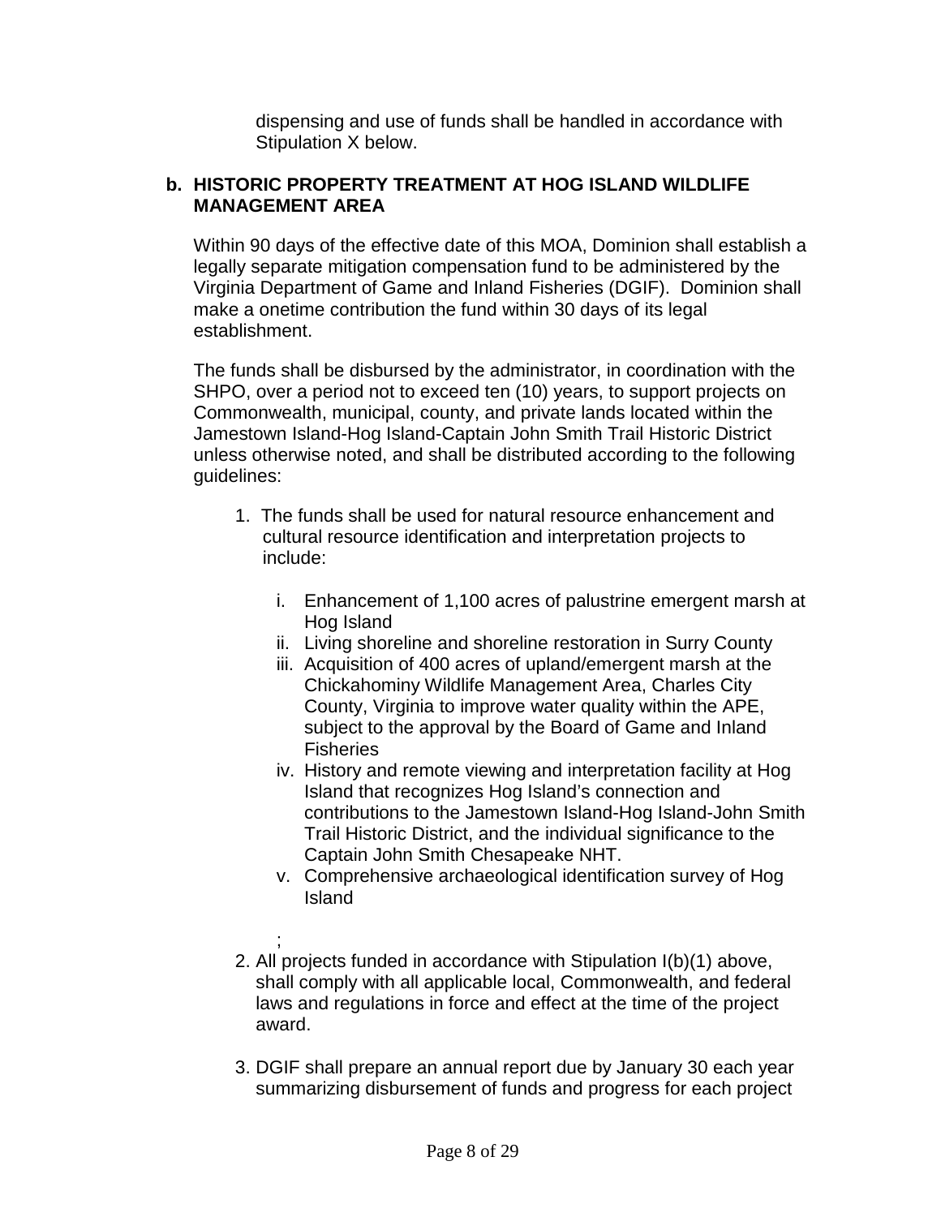dispensing and use of funds shall be handled in accordance with Stipulation X below.

**b. HISTORIC PROPERTY TREATMENT AT HOG ISLAND WILDLIFE MANAGEMENT AREA**

Within 90 days of the effective date of this MOA, Dominion shall establish a legally separate mitigation compensation fund to be administered by the Virginia Department of Game and Inland Fisheries (DGIF). Dominion shall make a onetime contribution the fund within 30 days of its legal establishment.

The funds shall be disbursed by the administrator, in coordination with the SHPO, over a period not to exceed ten (10) years, to support projects on Commonwealth, municipal, county, and private lands located within the Jamestown Island-Hog Island-Captain John Smith Trail Historic District unless otherwise noted, and shall be distributed according to the following guidelines:

1. The funds shall be used for natural resource enhancement and cultural resource identification and interpretation projects to include:

   i. Enhancement of 1,100 acres of palustrine emergent marsh at Hog Island
   ii. Living shoreline and shoreline restoration in Surry County
   iii. Acquisition of 400 acres of upland/emergent marsh at the Chickahominy Wildlife Management Area, Charles City County, Virginia to improve water quality within the APE, subject to the approval by the Board of Game and Inland Fisheries
   iv. History and remote viewing and interpretation facility at Hog Island that recognizes Hog Island's connection and contributions to the Jamestown Island-Hog Island-John Smith Trail Historic District, and the individual significance to the Captain John Smith Chesapeake NHT.
   v. Comprehensive archaeological identification survey of Hog Island

   ;

2. All projects funded in accordance with Stipulation I(b)(1) above, shall comply with all applicable local, Commonwealth, and federal laws and regulations in force and effect at the time of the project award.

3. DGIF shall prepare an annual report due by January 30 each year summarizing disbursement of funds and progress for each project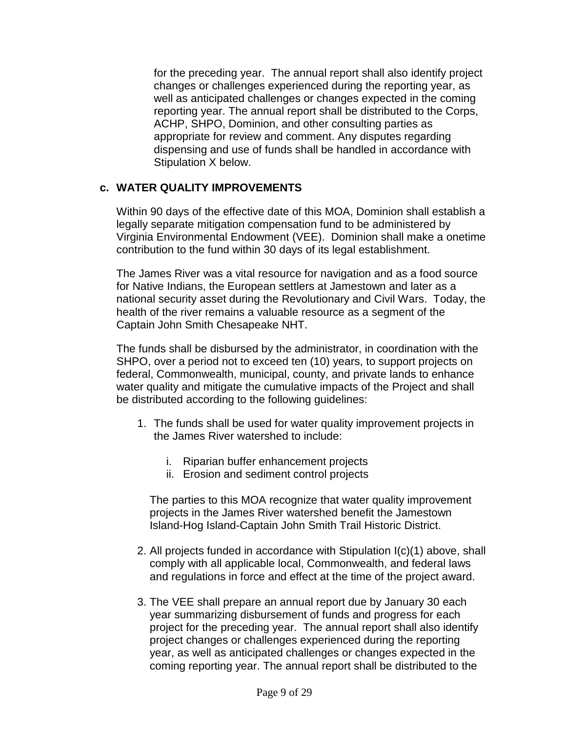for the preceding year. The annual report shall also identify project changes or challenges experienced during the reporting year, as well as anticipated challenges or changes expected in the coming reporting year. The annual report shall be distributed to the Corps, ACHP, SHPO, Dominion, and other consulting parties as appropriate for review and comment. Any disputes regarding dispensing and use of funds shall be handled in accordance with Stipulation X below.

### c. WATER QUALITY IMPROVEMENTS

Within 90 days of the effective date of this MOA, Dominion shall establish a legally separate mitigation compensation fund to be administered by Virginia Environmental Endowment (VEE). Dominion shall make a onetime contribution to the fund within 30 days of its legal establishment.

The James River was a vital resource for navigation and as a food source for Native Indians, the European settlers at Jamestown and later as a national security asset during the Revolutionary and Civil Wars. Today, the health of the river remains a valuable resource as a segment of the Captain John Smith Chesapeake NHT.

The funds shall be disbursed by the administrator, in coordination with the SHPO, over a period not to exceed ten (10) years, to support projects on federal, Commonwealth, municipal, county, and private lands to enhance water quality and mitigate the cumulative impacts of the Project and shall be distributed according to the following guidelines:

1. The funds shall be used for water quality improvement projects in the James River watershed to include:

   i. Riparian buffer enhancement projects
   ii. Erosion and sediment control projects

   The parties to this MOA recognize that water quality improvement projects in the James River watershed benefit the Jamestown Island-Hog Island-Captain John Smith Trail Historic District.

2. All projects funded in accordance with Stipulation I(c)(1) above, shall comply with all applicable local, Commonwealth, and federal laws and regulations in force and effect at the time of the project award.

3. The VEE shall prepare an annual report due by January 30 each year summarizing disbursement of funds and progress for each project for the preceding year. The annual report shall also identify project changes or challenges experienced during the reporting year, as well as anticipated challenges or changes expected in the coming reporting year. The annual report shall be distributed to the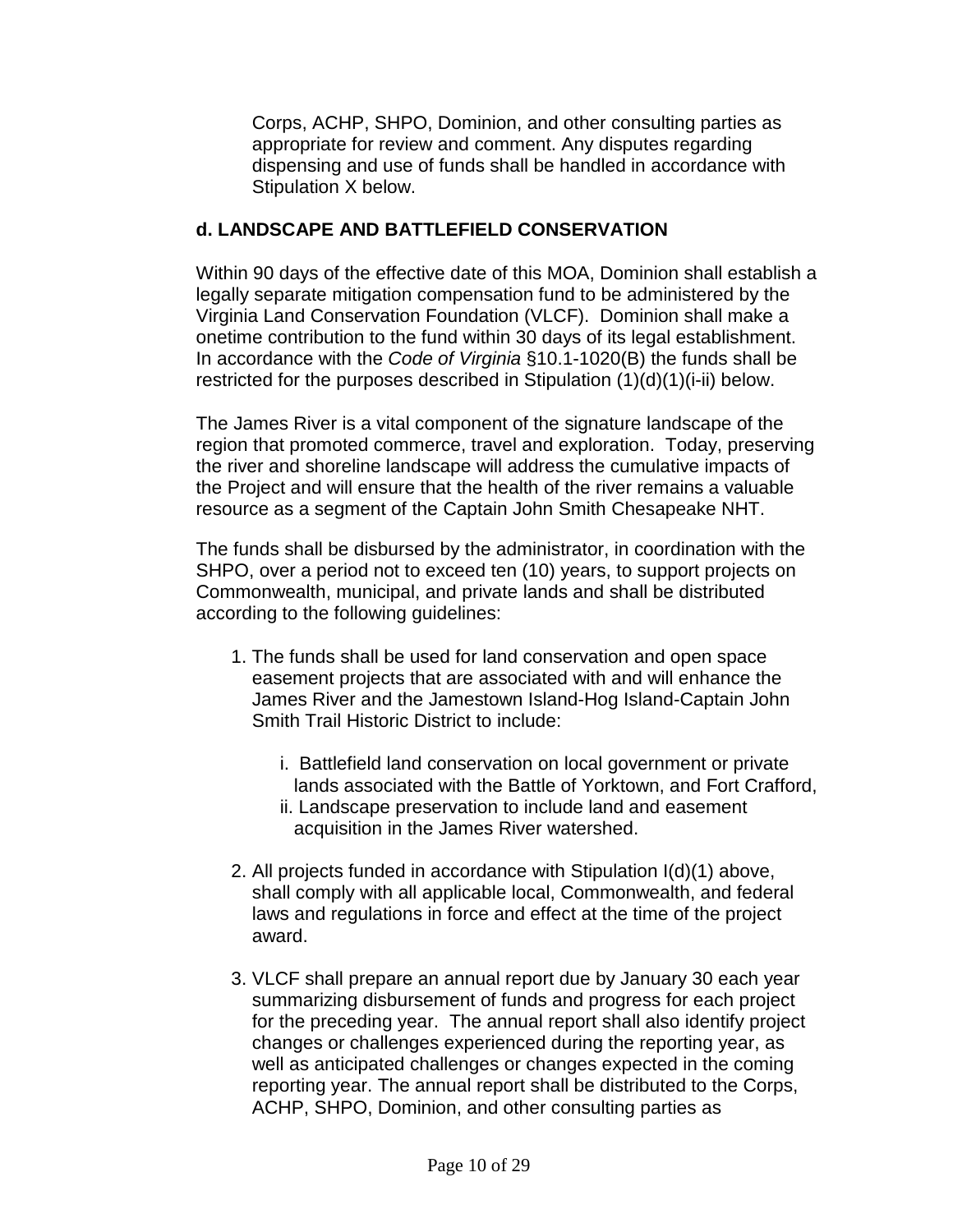Corps, ACHP, SHPO, Dominion, and other consulting parties as appropriate for review and comment. Any disputes regarding dispensing and use of funds shall be handled in accordance with Stipulation X below.

**d. LANDSCAPE AND BATTLEFIELD CONSERVATION**

Within 90 days of the effective date of this MOA, Dominion shall establish a legally separate mitigation compensation fund to be administered by the Virginia Land Conservation Foundation (VLCF). Dominion shall make a onetime contribution to the fund within 30 days of its legal establishment. In accordance with the *Code of Virginia* §10.1-1020(B) the funds shall be restricted for the purposes described in Stipulation (1)(d)(1)(i-ii) below.

The James River is a vital component of the signature landscape of the region that promoted commerce, travel and exploration. Today, preserving the river and shoreline landscape will address the cumulative impacts of the Project and will ensure that the health of the river remains a valuable resource as a segment of the Captain John Smith Chesapeake NHT.

The funds shall be disbursed by the administrator, in coordination with the SHPO, over a period not to exceed ten (10) years, to support projects on Commonwealth, municipal, and private lands and shall be distributed according to the following guidelines:

1. The funds shall be used for land conservation and open space easement projects that are associated with and will enhance the James River and the Jamestown Island-Hog Island-Captain John Smith Trail Historic District to include:

   i. Battlefield land conservation on local government or private lands associated with the Battle of Yorktown, and Fort Crafford,
   
   ii. Landscape preservation to include land and easement acquisition in the James River watershed.

2. All projects funded in accordance with Stipulation I(d)(1) above, shall comply with all applicable local, Commonwealth, and federal laws and regulations in force and effect at the time of the project award.

3. VLCF shall prepare an annual report due by January 30 each year summarizing disbursement of funds and progress for each project for the preceding year. The annual report shall also identify project changes or challenges experienced during the reporting year, as well as anticipated challenges or changes expected in the coming reporting year. The annual report shall be distributed to the Corps, ACHP, SHPO, Dominion, and other consulting parties as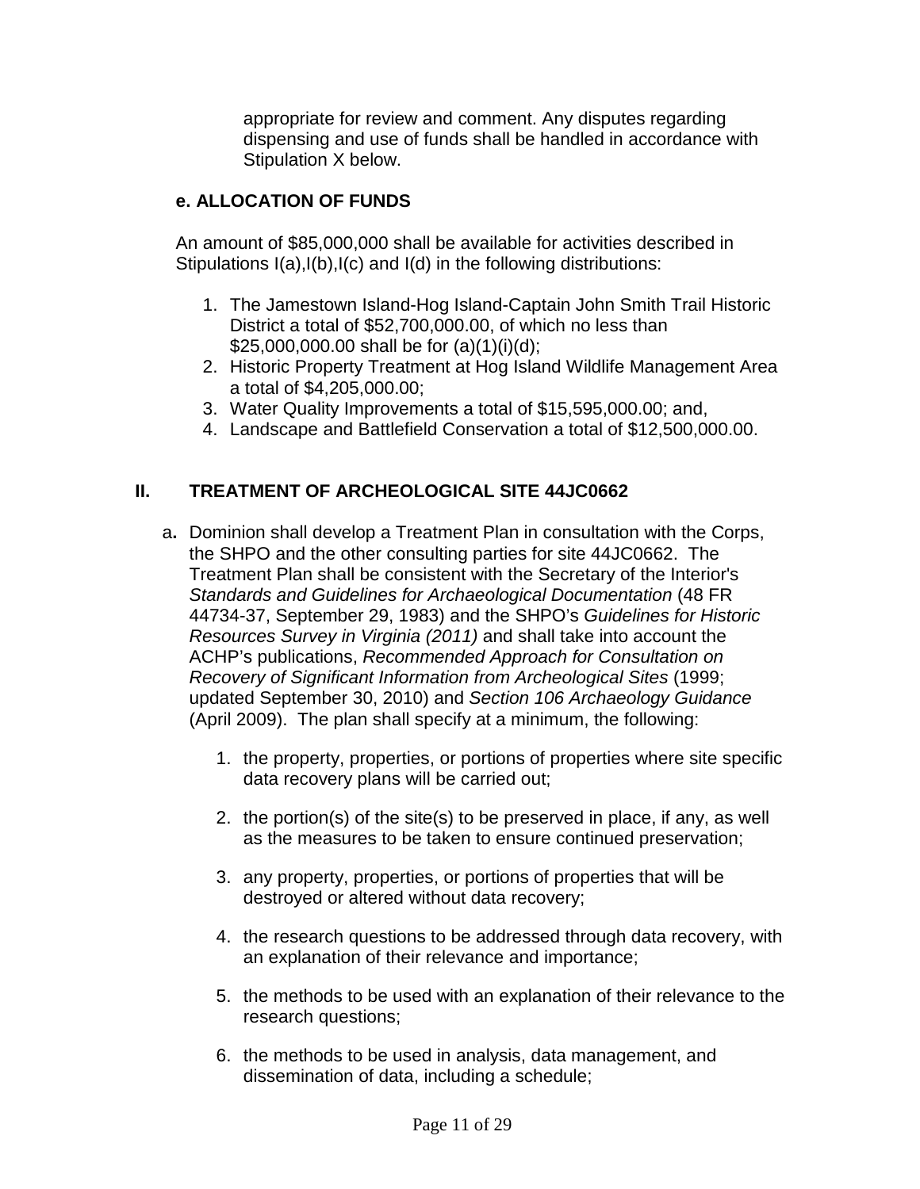appropriate for review and comment. Any disputes regarding dispensing and use of funds shall be handled in accordance with Stipulation X below.

**e. ALLOCATION OF FUNDS**

An amount of $85,000,000 shall be available for activities described in Stipulations I(a),I(b),I(c) and I(d) in the following distributions:

1. The Jamestown Island-Hog Island-Captain John Smith Trail Historic District a total of $52,700,000.00, of which no less than $25,000,000.00 shall be for (a)(1)(i)(d);
2. Historic Property Treatment at Hog Island Wildlife Management Area a total of $4,205,000.00;
3. Water Quality Improvements a total of $15,595,000.00; and,
4. Landscape and Battlefield Conservation a total of $12,500,000.00.

## II. TREATMENT OF ARCHEOLOGICAL SITE 44JC0662

a. Dominion shall develop a Treatment Plan in consultation with the Corps, the SHPO and the other consulting parties for site 44JC0662. The Treatment Plan shall be consistent with the Secretary of the Interior's *Standards and Guidelines for Archaeological Documentation* (48 FR 44734-37, September 29, 1983) and the SHPO's *Guidelines for Historic Resources Survey in Virginia (2011)* and shall take into account the ACHP's publications, *Recommended Approach for Consultation on Recovery of Significant Information from Archeological Sites* (1999; updated September 30, 2010) and *Section 106 Archaeology Guidance* (April 2009). The plan shall specify at a minimum, the following:

   1. the property, properties, or portions of properties where site specific data recovery plans will be carried out;

   2. the portion(s) of the site(s) to be preserved in place, if any, as well as the measures to be taken to ensure continued preservation;

   3. any property, properties, or portions of properties that will be destroyed or altered without data recovery;

   4. the research questions to be addressed through data recovery, with an explanation of their relevance and importance;

   5. the methods to be used with an explanation of their relevance to the research questions;

   6. the methods to be used in analysis, data management, and dissemination of data, including a schedule;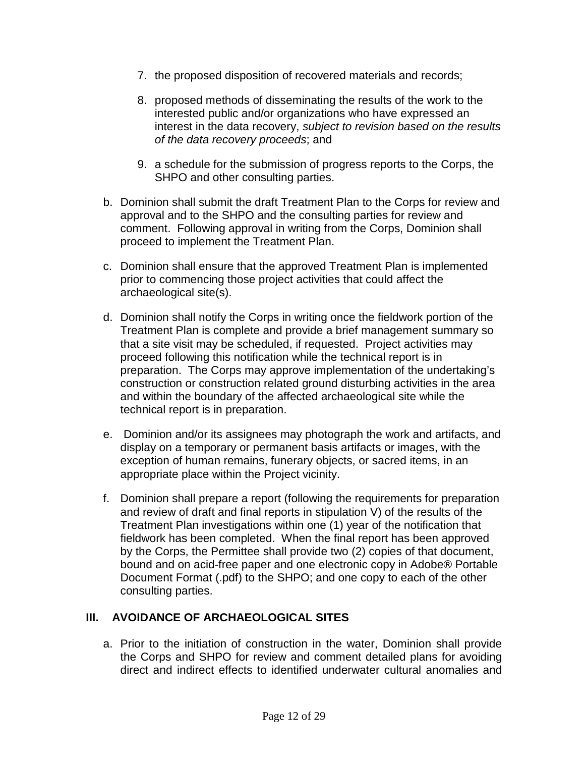7. the proposed disposition of recovered materials and records;

8. proposed methods of disseminating the results of the work to the interested public and/or organizations who have expressed an interest in the data recovery, *subject to revision based on the results of the data recovery proceeds*; and

9. a schedule for the submission of progress reports to the Corps, the SHPO and other consulting parties.

b. Dominion shall submit the draft Treatment Plan to the Corps for review and approval and to the SHPO and the consulting parties for review and comment. Following approval in writing from the Corps, Dominion shall proceed to implement the Treatment Plan.

c. Dominion shall ensure that the approved Treatment Plan is implemented prior to commencing those project activities that could affect the archaeological site(s).

d. Dominion shall notify the Corps in writing once the fieldwork portion of the Treatment Plan is complete and provide a brief management summary so that a site visit may be scheduled, if requested. Project activities may proceed following this notification while the technical report is in preparation. The Corps may approve implementation of the undertaking's construction or construction related ground disturbing activities in the area and within the boundary of the affected archaeological site while the technical report is in preparation.

e. Dominion and/or its assignees may photograph the work and artifacts, and display on a temporary or permanent basis artifacts or images, with the exception of human remains, funerary objects, or sacred items, in an appropriate place within the Project vicinity.

f. Dominion shall prepare a report (following the requirements for preparation and review of draft and final reports in stipulation V) of the results of the Treatment Plan investigations within one (1) year of the notification that fieldwork has been completed. When the final report has been approved by the Corps, the Permittee shall provide two (2) copies of that document, bound and on acid-free paper and one electronic copy in Adobe® Portable Document Format (.pdf) to the SHPO; and one copy to each of the other consulting parties.

## III. AVOIDANCE OF ARCHAEOLOGICAL SITES

a. Prior to the initiation of construction in the water, Dominion shall provide the Corps and SHPO for review and comment detailed plans for avoiding direct and indirect effects to identified underwater cultural anomalies and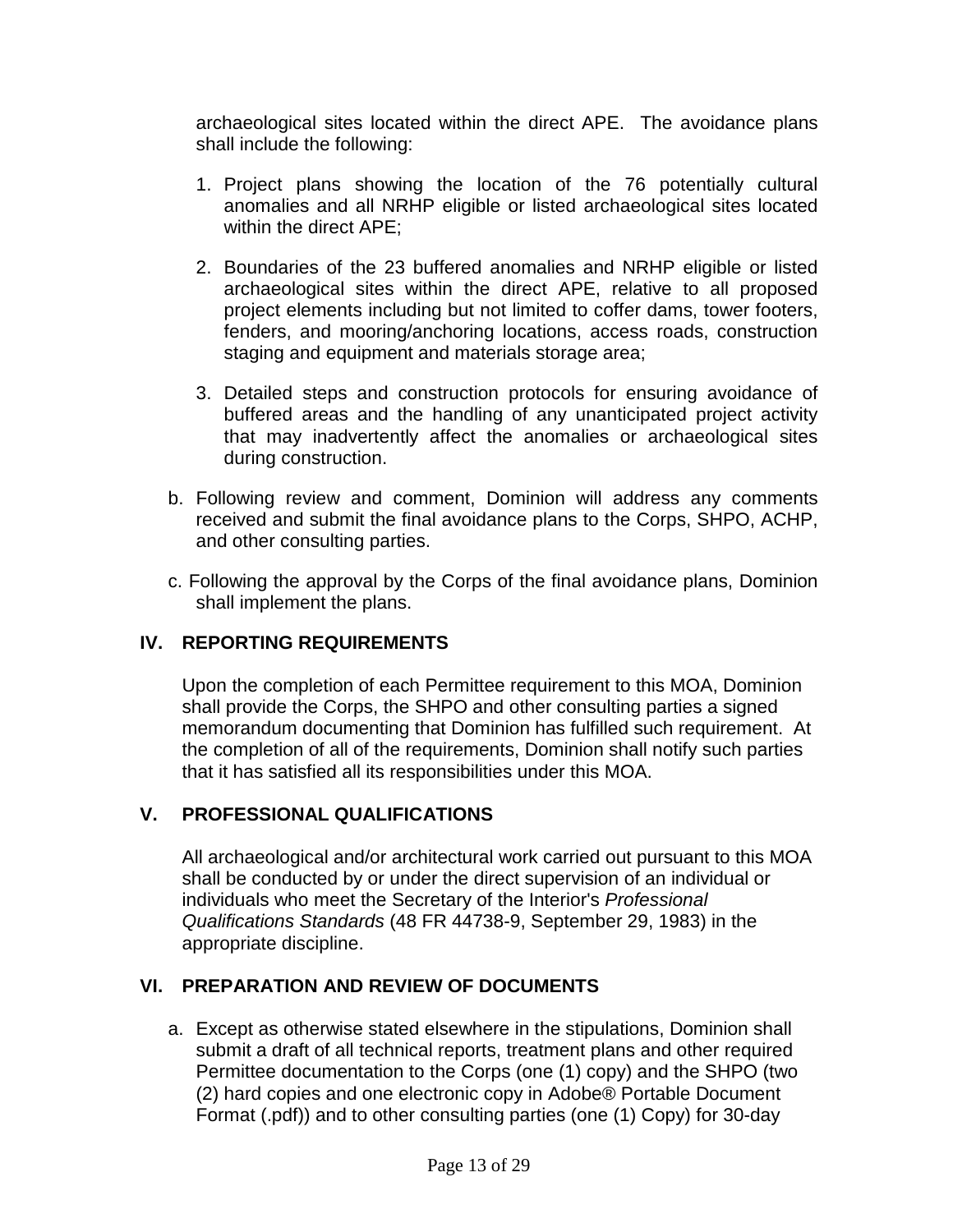archaeological sites located within the direct APE. The avoidance plans shall include the following:

1. Project plans showing the location of the 76 potentially cultural anomalies and all NRHP eligible or listed archaeological sites located within the direct APE;
2. Boundaries of the 23 buffered anomalies and NRHP eligible or listed archaeological sites within the direct APE, relative to all proposed project elements including but not limited to coffer dams, tower footers, fenders, and mooring/anchoring locations, access roads, construction staging and equipment and materials storage area;
3. Detailed steps and construction protocols for ensuring avoidance of buffered areas and the handling of any unanticipated project activity that may inadvertently affect the anomalies or archaeological sites during construction.

b. Following review and comment, Dominion will address any comments received and submit the final avoidance plans to the Corps, SHPO, ACHP, and other consulting parties.

c. Following the approval by the Corps of the final avoidance plans, Dominion shall implement the plans.

## IV. REPORTING REQUIREMENTS

Upon the completion of each Permittee requirement to this MOA, Dominion shall provide the Corps, the SHPO and other consulting parties a signed memorandum documenting that Dominion has fulfilled such requirement. At the completion of all of the requirements, Dominion shall notify such parties that it has satisfied all its responsibilities under this MOA.

## V. PROFESSIONAL QUALIFICATIONS

All archaeological and/or architectural work carried out pursuant to this MOA shall be conducted by or under the direct supervision of an individual or individuals who meet the Secretary of the Interior's *Professional Qualifications Standards* (48 FR 44738-9, September 29, 1983) in the appropriate discipline.

## VI. PREPARATION AND REVIEW OF DOCUMENTS

a. Except as otherwise stated elsewhere in the stipulations, Dominion shall submit a draft of all technical reports, treatment plans and other required Permittee documentation to the Corps (one (1) copy) and the SHPO (two (2) hard copies and one electronic copy in Adobe® Portable Document Format (.pdf)) and to other consulting parties (one (1) Copy) for 30-day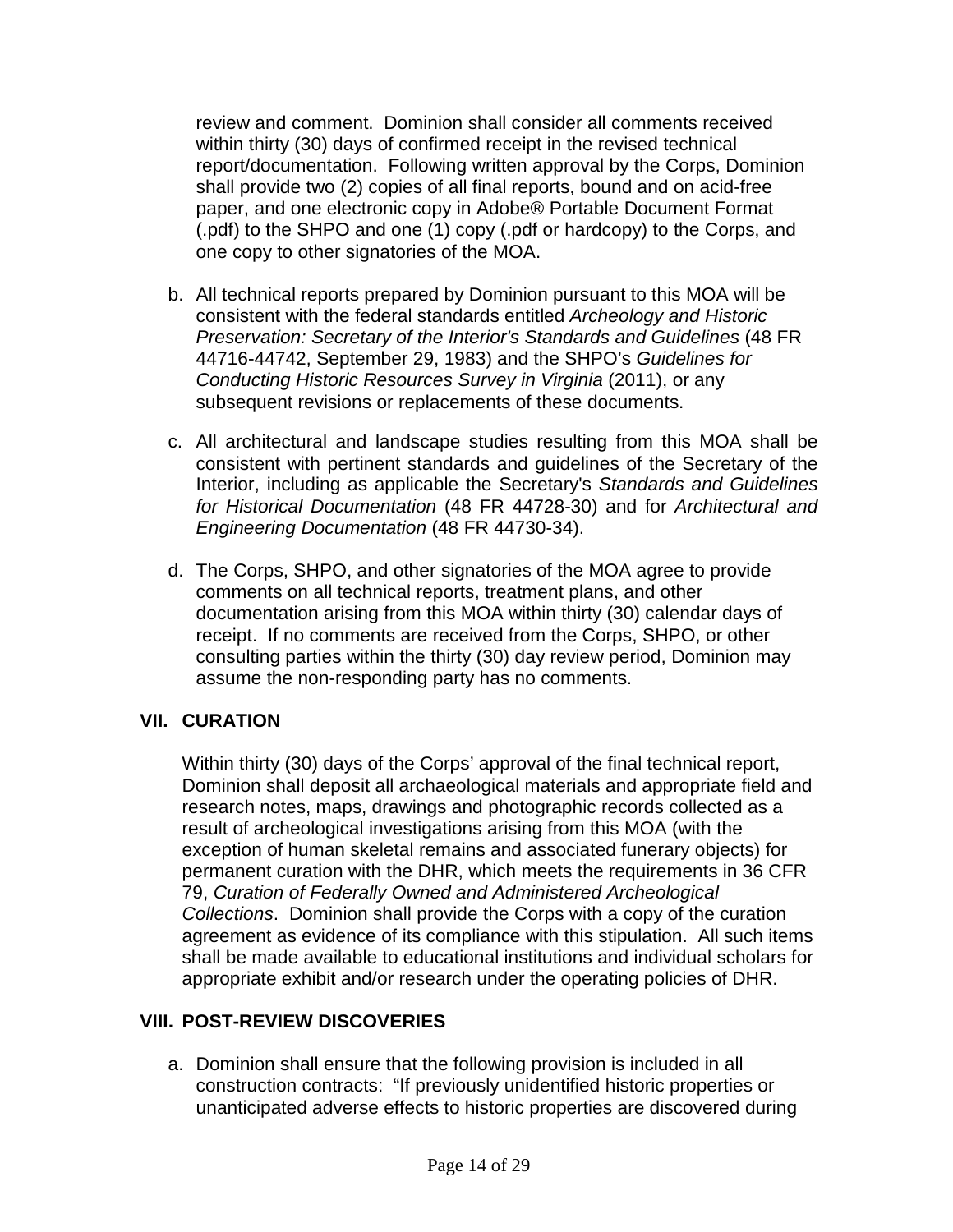review and comment. Dominion shall consider all comments received within thirty (30) days of confirmed receipt in the revised technical report/documentation. Following written approval by the Corps, Dominion shall provide two (2) copies of all final reports, bound and on acid-free paper, and one electronic copy in Adobe® Portable Document Format (.pdf) to the SHPO and one (1) copy (.pdf or hardcopy) to the Corps, and one copy to other signatories of the MOA.

b. All technical reports prepared by Dominion pursuant to this MOA will be consistent with the federal standards entitled *Archeology and Historic Preservation: Secretary of the Interior's Standards and Guidelines* (48 FR 44716-44742, September 29, 1983) and the SHPO's *Guidelines for Conducting Historic Resources Survey in Virginia* (2011), or any subsequent revisions or replacements of these documents.

c. All architectural and landscape studies resulting from this MOA shall be consistent with pertinent standards and guidelines of the Secretary of the Interior, including as applicable the Secretary's *Standards and Guidelines for Historical Documentation* (48 FR 44728-30) and for *Architectural and Engineering Documentation* (48 FR 44730-34).

d. The Corps, SHPO, and other signatories of the MOA agree to provide comments on all technical reports, treatment plans, and other documentation arising from this MOA within thirty (30) calendar days of receipt. If no comments are received from the Corps, SHPO, or other consulting parties within the thirty (30) day review period, Dominion may assume the non-responding party has no comments.

## VII. CURATION

Within thirty (30) days of the Corps' approval of the final technical report, Dominion shall deposit all archaeological materials and appropriate field and research notes, maps, drawings and photographic records collected as a result of archeological investigations arising from this MOA (with the exception of human skeletal remains and associated funerary objects) for permanent curation with the DHR, which meets the requirements in 36 CFR 79, *Curation of Federally Owned and Administered Archeological Collections*. Dominion shall provide the Corps with a copy of the curation agreement as evidence of its compliance with this stipulation. All such items shall be made available to educational institutions and individual scholars for appropriate exhibit and/or research under the operating policies of DHR.

## VIII. POST-REVIEW DISCOVERIES

a. Dominion shall ensure that the following provision is included in all construction contracts: "If previously unidentified historic properties or unanticipated adverse effects to historic properties are discovered during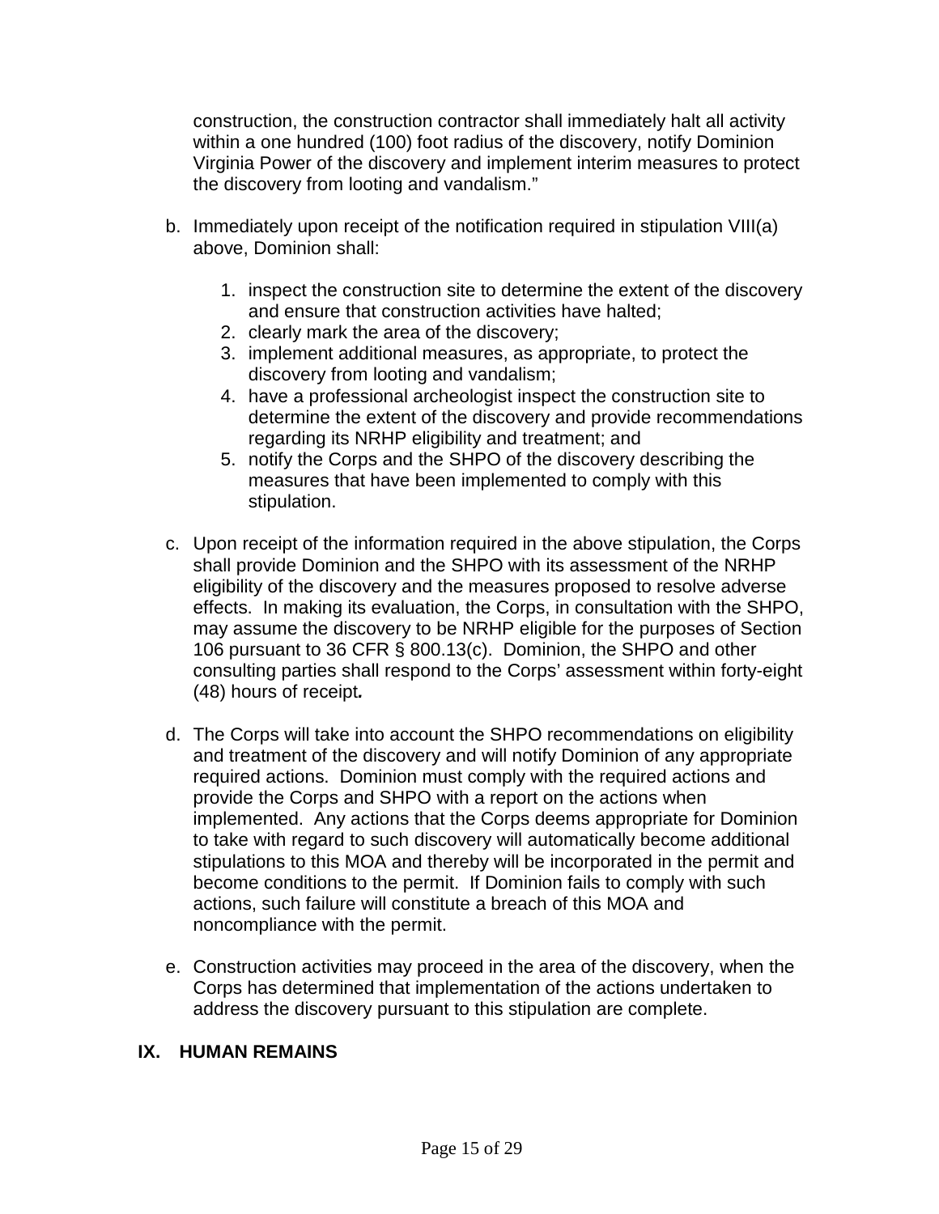construction, the construction contractor shall immediately halt all activity within a one hundred (100) foot radius of the discovery, notify Dominion Virginia Power of the discovery and implement interim measures to protect the discovery from looting and vandalism."

b. Immediately upon receipt of the notification required in stipulation VIII(a) above, Dominion shall:

   1. inspect the construction site to determine the extent of the discovery and ensure that construction activities have halted;
   2. clearly mark the area of the discovery;
   3. implement additional measures, as appropriate, to protect the discovery from looting and vandalism;
   4. have a professional archeologist inspect the construction site to determine the extent of the discovery and provide recommendations regarding its NRHP eligibility and treatment; and
   5. notify the Corps and the SHPO of the discovery describing the measures that have been implemented to comply with this stipulation.

c. Upon receipt of the information required in the above stipulation, the Corps shall provide Dominion and the SHPO with its assessment of the NRHP eligibility of the discovery and the measures proposed to resolve adverse effects. In making its evaluation, the Corps, in consultation with the SHPO, may assume the discovery to be NRHP eligible for the purposes of Section 106 pursuant to 36 CFR § 800.13(c). Dominion, the SHPO and other consulting parties shall respond to the Corps' assessment within forty-eight (48) hours of receipt.

d. The Corps will take into account the SHPO recommendations on eligibility and treatment of the discovery and will notify Dominion of any appropriate required actions. Dominion must comply with the required actions and provide the Corps and SHPO with a report on the actions when implemented. Any actions that the Corps deems appropriate for Dominion to take with regard to such discovery will automatically become additional stipulations to this MOA and thereby will be incorporated in the permit and become conditions to the permit. If Dominion fails to comply with such actions, such failure will constitute a breach of this MOA and noncompliance with the permit.

e. Construction activities may proceed in the area of the discovery, when the Corps has determined that implementation of the actions undertaken to address the discovery pursuant to this stipulation are complete.

## IX. HUMAN REMAINS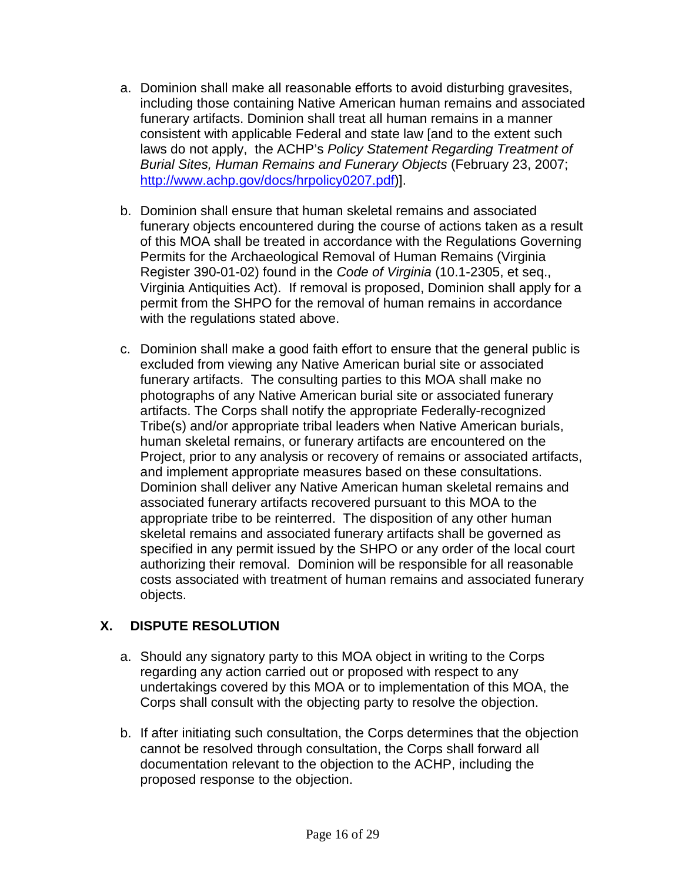a. Dominion shall make all reasonable efforts to avoid disturbing gravesites, including those containing Native American human remains and associated funerary artifacts. Dominion shall treat all human remains in a manner consistent with applicable Federal and state law [and to the extent such laws do not apply, the ACHP's *Policy Statement Regarding Treatment of Burial Sites, Human Remains and Funerary Objects* (February 23, 2007; [http://www.achp.gov/docs/hrpolicy0207.pdf](http://www.achp.gov/docs/hrpolicy0207.pdf))].

b. Dominion shall ensure that human skeletal remains and associated funerary objects encountered during the course of actions taken as a result of this MOA shall be treated in accordance with the Regulations Governing Permits for the Archaeological Removal of Human Remains (Virginia Register 390-01-02) found in the *Code of Virginia* (10.1-2305, et seq., Virginia Antiquities Act). If removal is proposed, Dominion shall apply for a permit from the SHPO for the removal of human remains in accordance with the regulations stated above.

c. Dominion shall make a good faith effort to ensure that the general public is excluded from viewing any Native American burial site or associated funerary artifacts. The consulting parties to this MOA shall make no photographs of any Native American burial site or associated funerary artifacts. The Corps shall notify the appropriate Federally-recognized Tribe(s) and/or appropriate tribal leaders when Native American burials, human skeletal remains, or funerary artifacts are encountered on the Project, prior to any analysis or recovery of remains or associated artifacts, and implement appropriate measures based on these consultations. Dominion shall deliver any Native American human skeletal remains and associated funerary artifacts recovered pursuant to this MOA to the appropriate tribe to be reinterred. The disposition of any other human skeletal remains and associated funerary artifacts shall be governed as specified in any permit issued by the SHPO or any order of the local court authorizing their removal. Dominion will be responsible for all reasonable costs associated with treatment of human remains and associated funerary objects.

## X. DISPUTE RESOLUTION

a. Should any signatory party to this MOA object in writing to the Corps regarding any action carried out or proposed with respect to any undertakings covered by this MOA or to implementation of this MOA, the Corps shall consult with the objecting party to resolve the objection.

b. If after initiating such consultation, the Corps determines that the objection cannot be resolved through consultation, the Corps shall forward all documentation relevant to the objection to the ACHP, including the proposed response to the objection.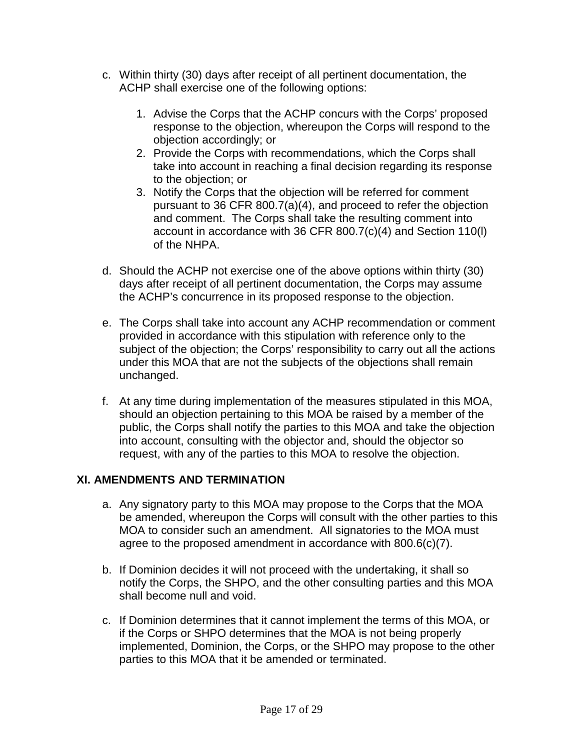c. Within thirty (30) days after receipt of all pertinent documentation, the ACHP shall exercise one of the following options:

   1. Advise the Corps that the ACHP concurs with the Corps' proposed response to the objection, whereupon the Corps will respond to the objection accordingly; or
   2. Provide the Corps with recommendations, which the Corps shall take into account in reaching a final decision regarding its response to the objection; or
   3. Notify the Corps that the objection will be referred for comment pursuant to 36 CFR 800.7(a)(4), and proceed to refer the objection and comment. The Corps shall take the resulting comment into account in accordance with 36 CFR 800.7(c)(4) and Section 110(l) of the NHPA.

d. Should the ACHP not exercise one of the above options within thirty (30) days after receipt of all pertinent documentation, the Corps may assume the ACHP's concurrence in its proposed response to the objection.

e. The Corps shall take into account any ACHP recommendation or comment provided in accordance with this stipulation with reference only to the subject of the objection; the Corps' responsibility to carry out all the actions under this MOA that are not the subjects of the objections shall remain unchanged.

f. At any time during implementation of the measures stipulated in this MOA, should an objection pertaining to this MOA be raised by a member of the public, the Corps shall notify the parties to this MOA and take the objection into account, consulting with the objector and, should the objector so request, with any of the parties to this MOA to resolve the objection.

## XI. AMENDMENTS AND TERMINATION

a. Any signatory party to this MOA may propose to the Corps that the MOA be amended, whereupon the Corps will consult with the other parties to this MOA to consider such an amendment. All signatories to the MOA must agree to the proposed amendment in accordance with 800.6(c)(7).

b. If Dominion decides it will not proceed with the undertaking, it shall so notify the Corps, the SHPO, and the other consulting parties and this MOA shall become null and void.

c. If Dominion determines that it cannot implement the terms of this MOA, or if the Corps or SHPO determines that the MOA is not being properly implemented, Dominion, the Corps, or the SHPO may propose to the other parties to this MOA that it be amended or terminated.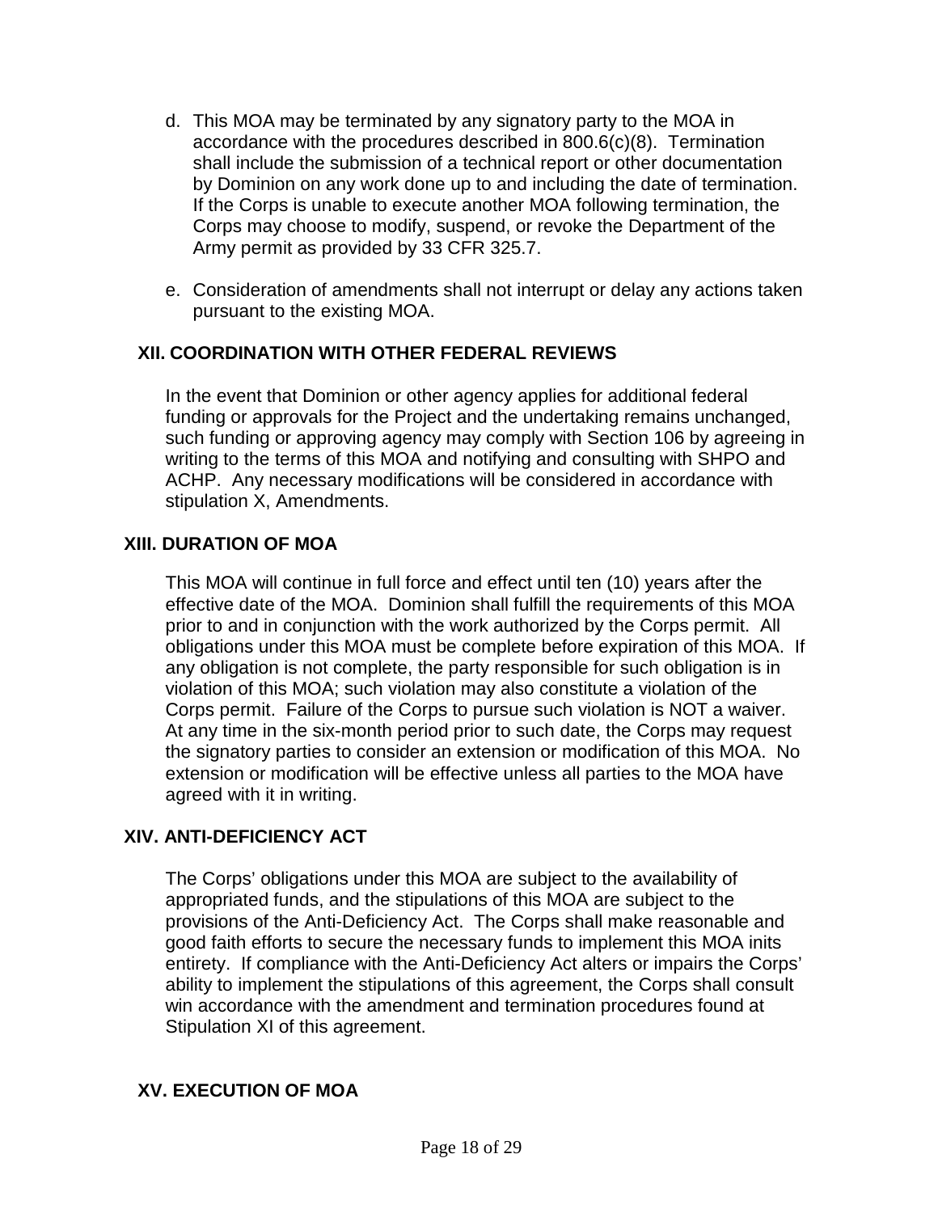d. This MOA may be terminated by any signatory party to the MOA in accordance with the procedures described in 800.6(c)(8). Termination shall include the submission of a technical report or other documentation by Dominion on any work done up to and including the date of termination. If the Corps is unable to execute another MOA following termination, the Corps may choose to modify, suspend, or revoke the Department of the Army permit as provided by 33 CFR 325.7.

e. Consideration of amendments shall not interrupt or delay any actions taken pursuant to the existing MOA.

## XII. COORDINATION WITH OTHER FEDERAL REVIEWS

In the event that Dominion or other agency applies for additional federal funding or approvals for the Project and the undertaking remains unchanged, such funding or approving agency may comply with Section 106 by agreeing in writing to the terms of this MOA and notifying and consulting with SHPO and ACHP. Any necessary modifications will be considered in accordance with stipulation X, Amendments.

## XIII. DURATION OF MOA

This MOA will continue in full force and effect until ten (10) years after the effective date of the MOA. Dominion shall fulfill the requirements of this MOA prior to and in conjunction with the work authorized by the Corps permit. All obligations under this MOA must be complete before expiration of this MOA. If any obligation is not complete, the party responsible for such obligation is in violation of this MOA; such violation may also constitute a violation of the Corps permit. Failure of the Corps to pursue such violation is NOT a waiver. At any time in the six-month period prior to such date, the Corps may request the signatory parties to consider an extension or modification of this MOA. No extension or modification will be effective unless all parties to the MOA have agreed with it in writing.

## XIV. ANTI-DEFICIENCY ACT

The Corps' obligations under this MOA are subject to the availability of appropriated funds, and the stipulations of this MOA are subject to the provisions of the Anti-Deficiency Act. The Corps shall make reasonable and good faith efforts to secure the necessary funds to implement this MOA inits entirety. If compliance with the Anti-Deficiency Act alters or impairs the Corps' ability to implement the stipulations of this agreement, the Corps shall consult win accordance with the amendment and termination procedures found at Stipulation XI of this agreement.

## XV. EXECUTION OF MOA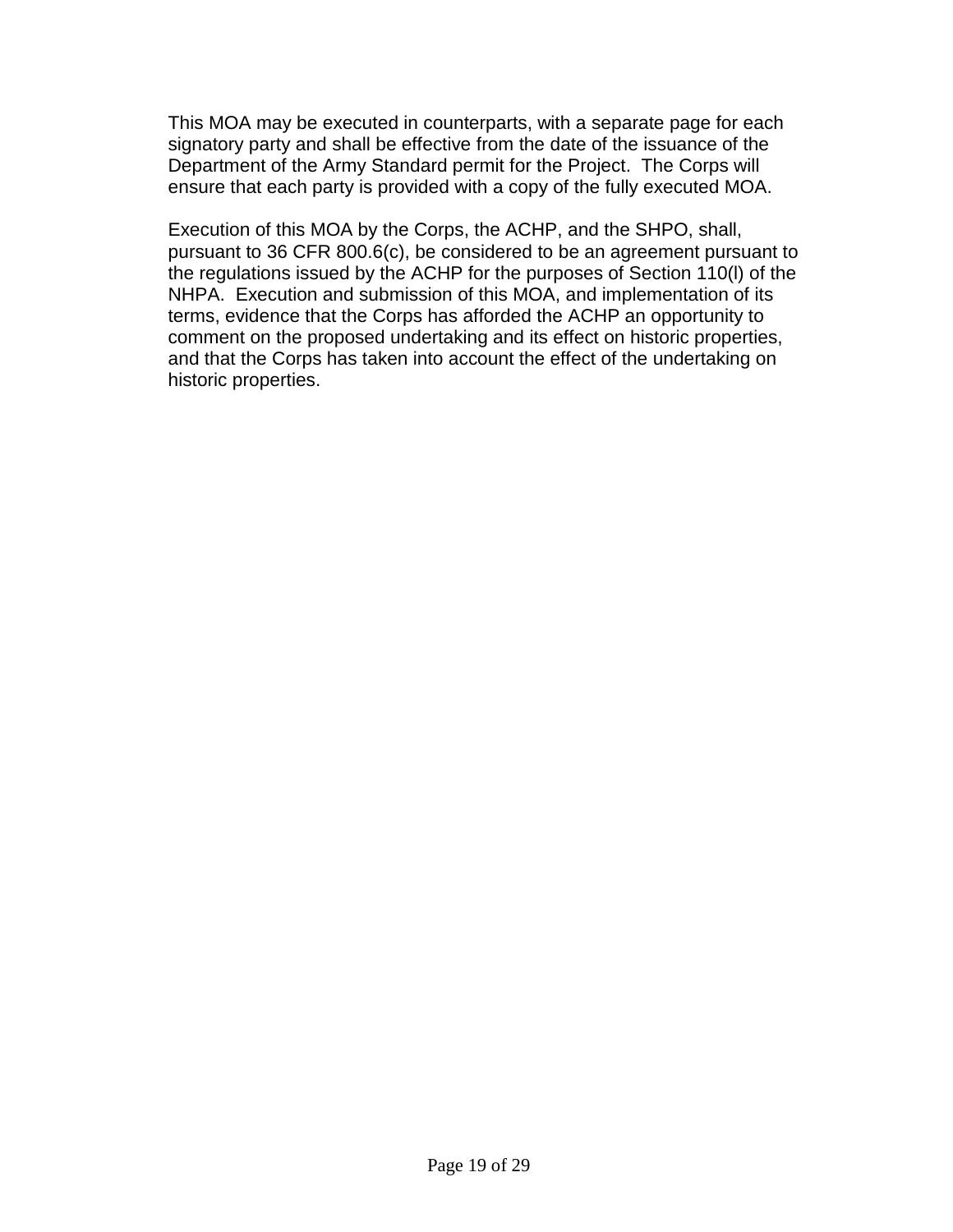This MOA may be executed in counterparts, with a separate page for each signatory party and shall be effective from the date of the issuance of the Department of the Army Standard permit for the Project. The Corps will ensure that each party is provided with a copy of the fully executed MOA.

Execution of this MOA by the Corps, the ACHP, and the SHPO, shall, pursuant to 36 CFR 800.6(c), be considered to be an agreement pursuant to the regulations issued by the ACHP for the purposes of Section 110(l) of the NHPA. Execution and submission of this MOA, and implementation of its terms, evidence that the Corps has afforded the ACHP an opportunity to comment on the proposed undertaking and its effect on historic properties, and that the Corps has taken into account the effect of the undertaking on historic properties.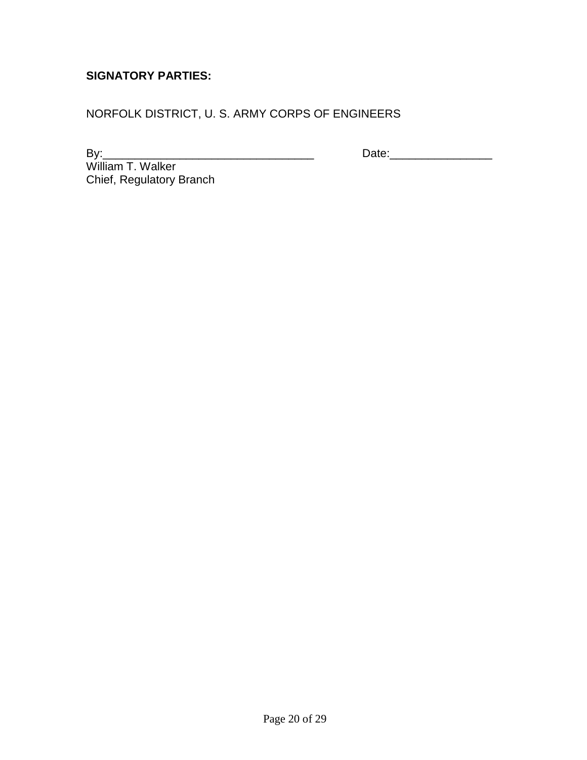**SIGNATORY PARTIES:**

NORFOLK DISTRICT, U. S. ARMY CORPS OF ENGINEERS

By:_________________________________ Date:________________

William T. Walker
Chief, Regulatory Branch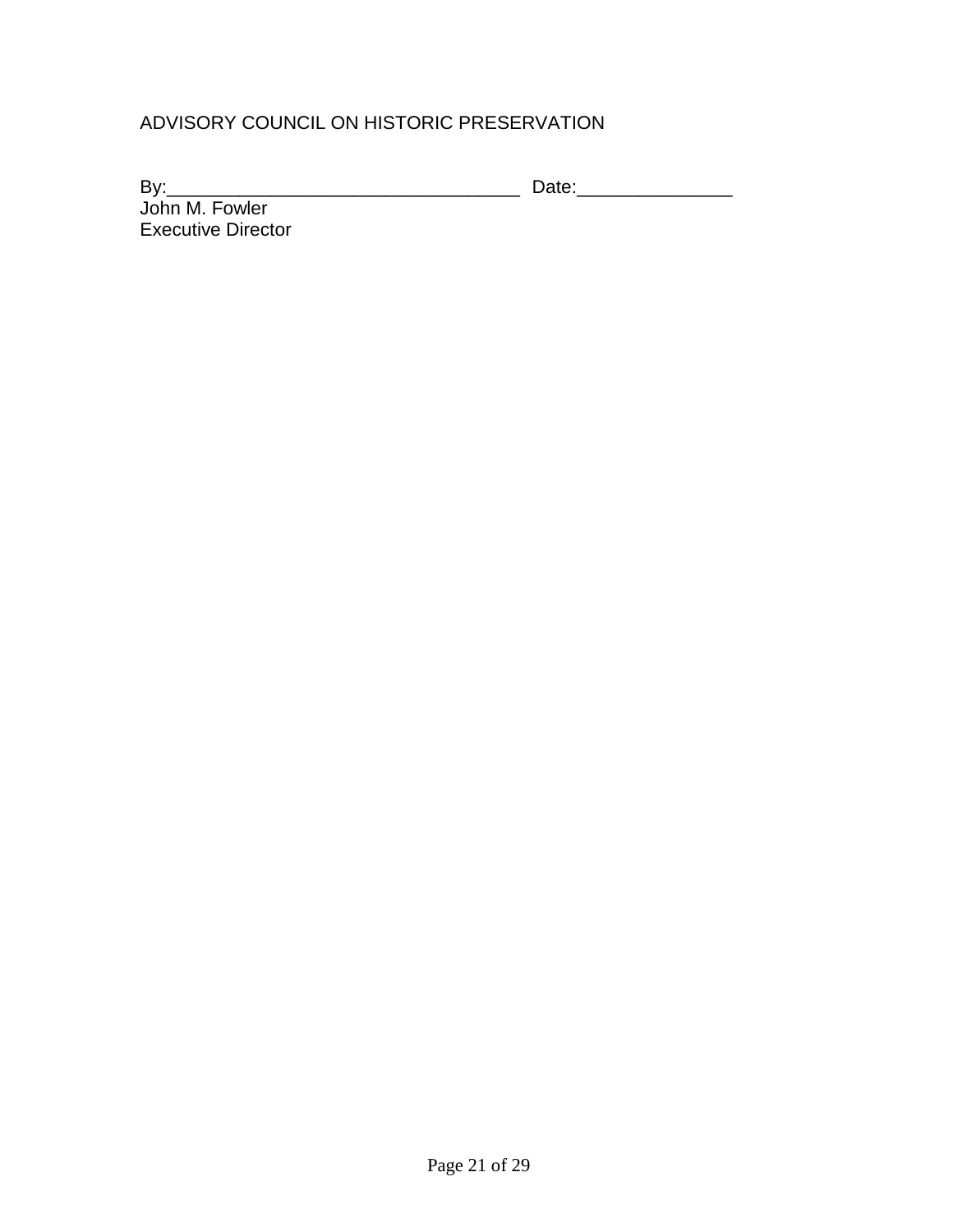ADVISORY COUNCIL ON HISTORIC PRESERVATION

By:___________________________________ Date:_______________  
John M. Fowler  
Executive Director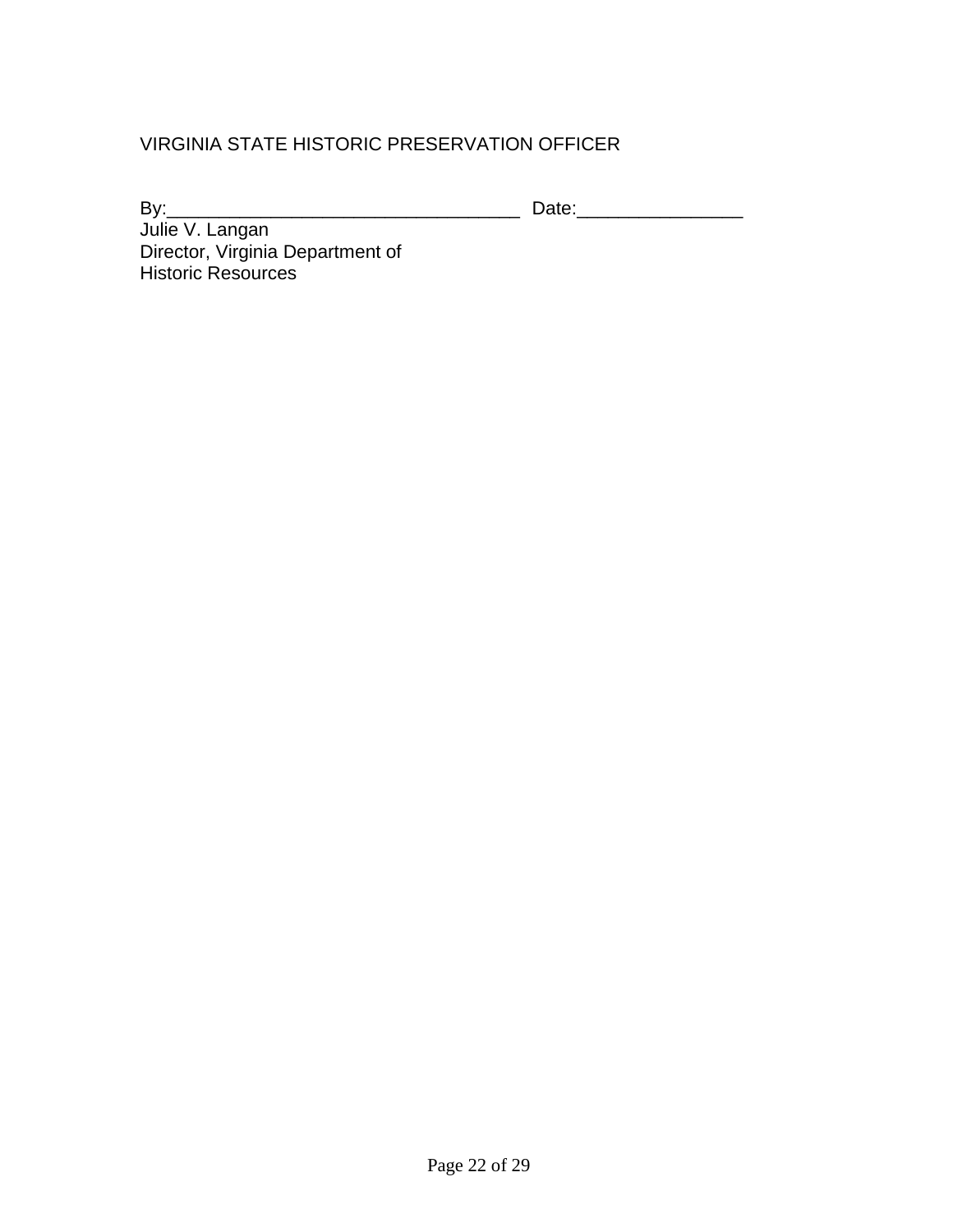VIRGINIA STATE HISTORIC PRESERVATION OFFICER

By:__________________________________ Date:________________
Julie V. Langan
Director, Virginia Department of
Historic Resources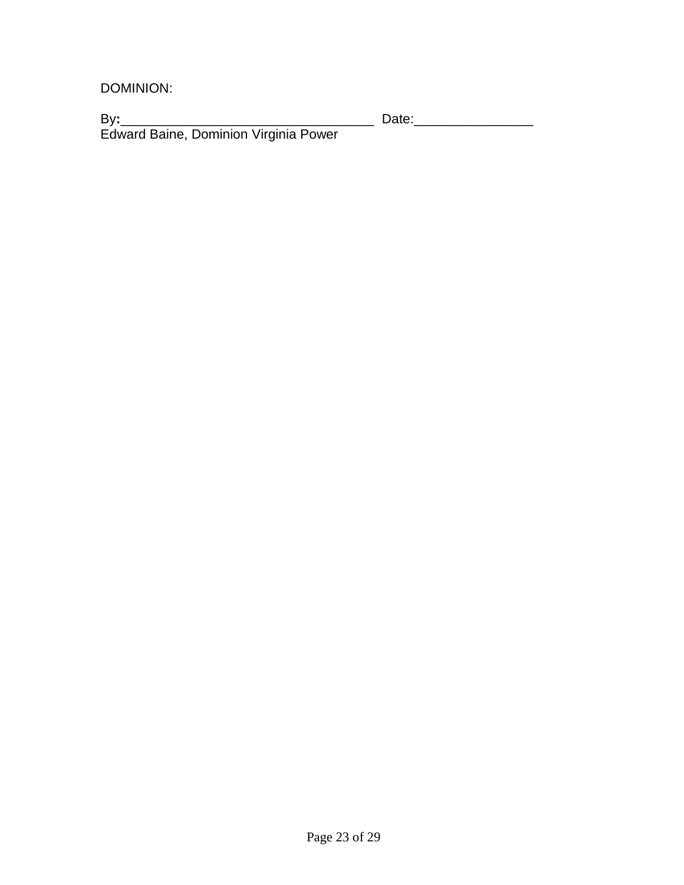DOMINION:

By:___________________________________ Date:________________
Edward Baine, Dominion Virginia Power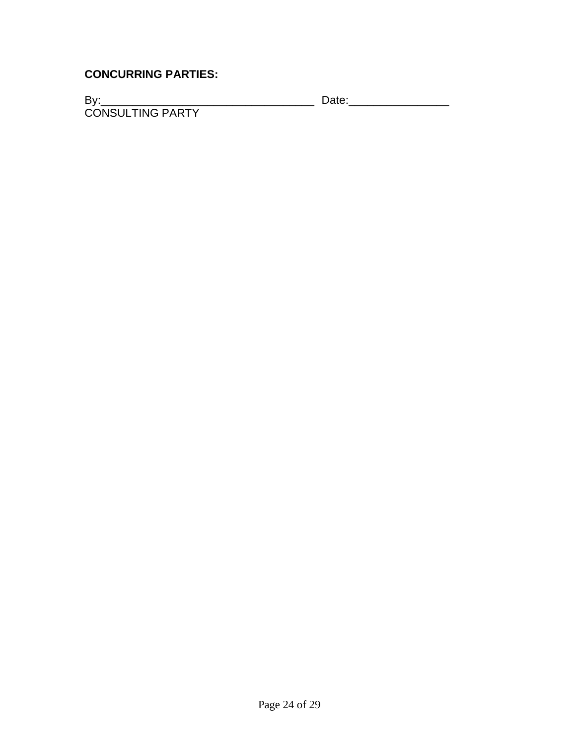**CONCURRING PARTIES:**

By:___________________________________ Date:________________
CONSULTING PARTY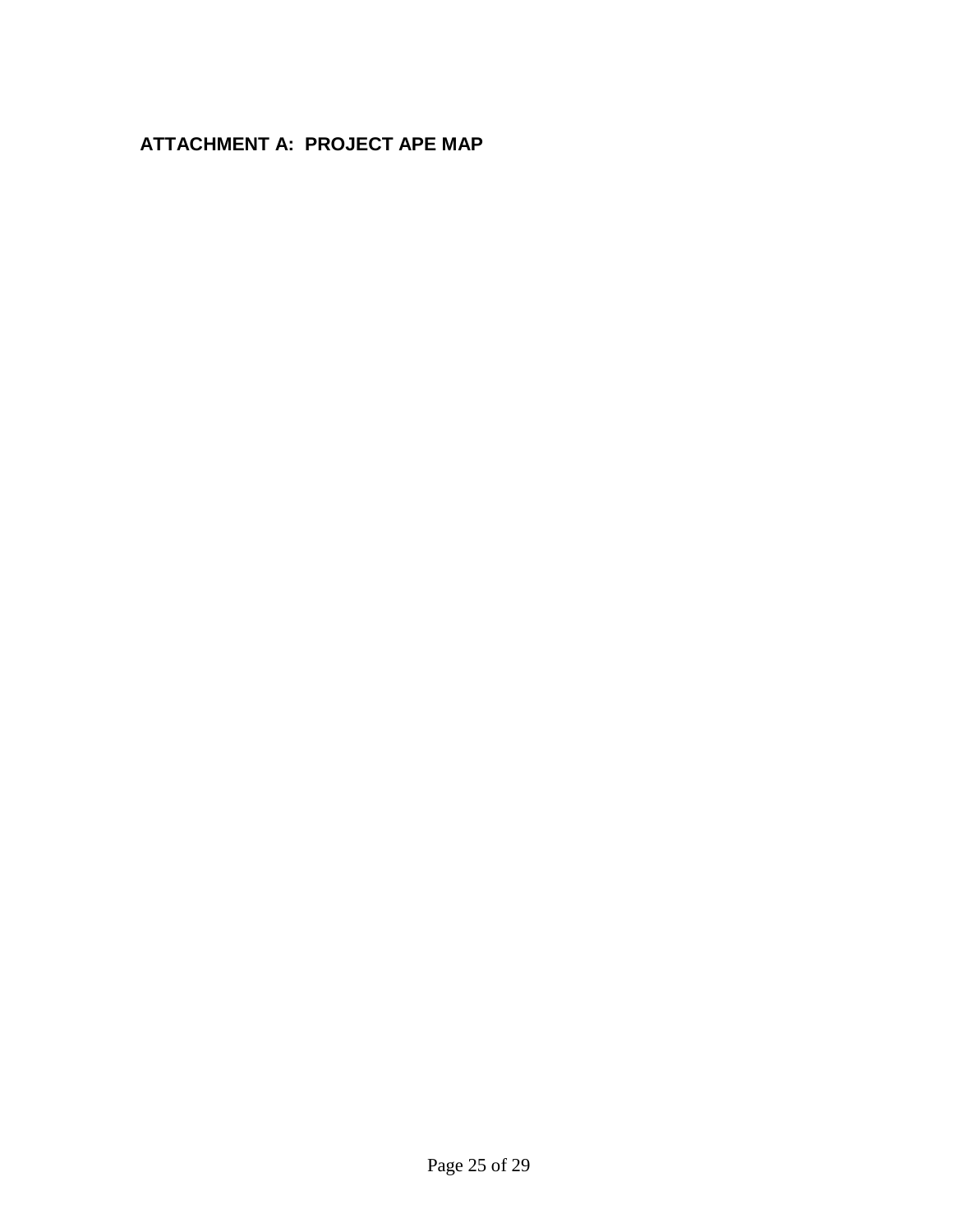**ATTACHMENT A: PROJECT APE MAP**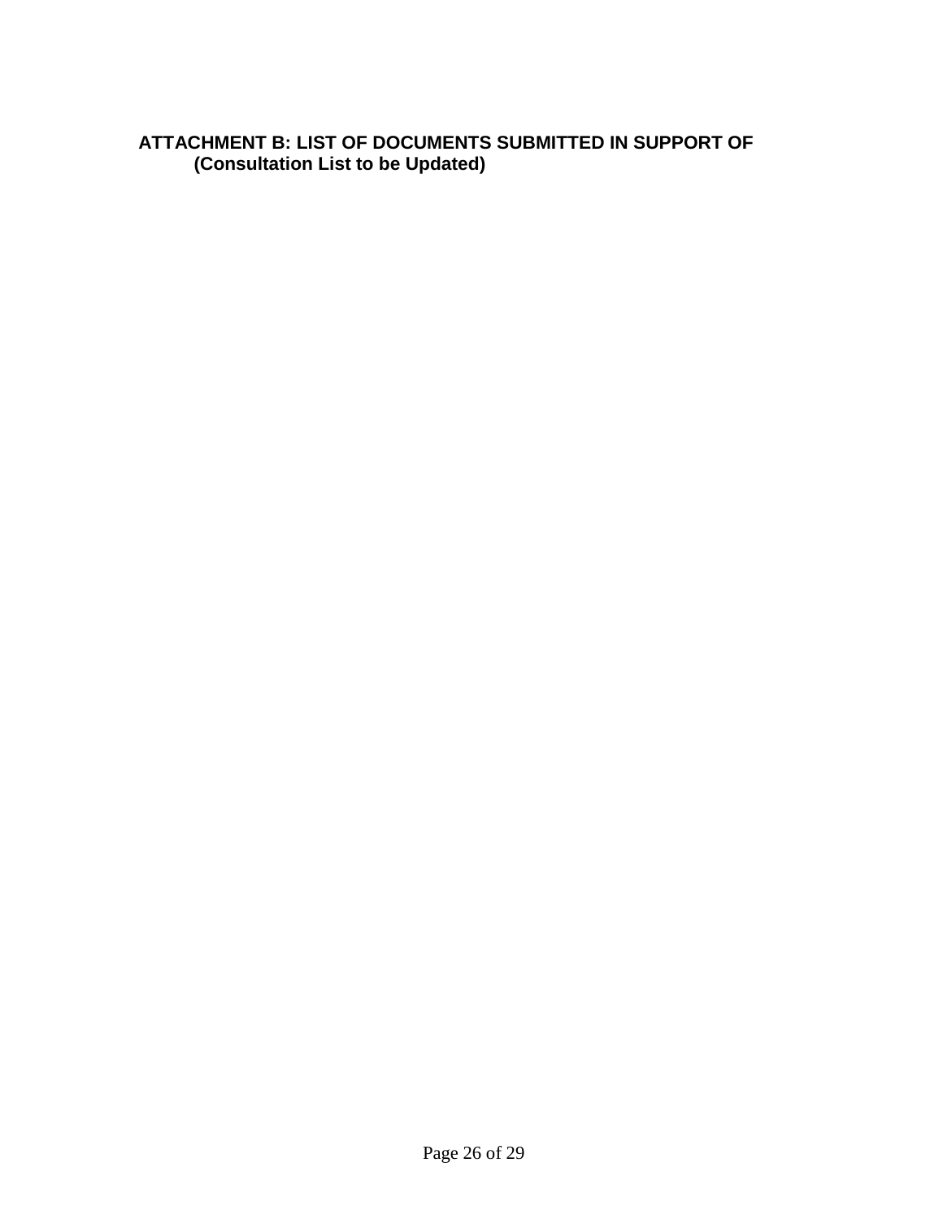**ATTACHMENT B: LIST OF DOCUMENTS SUBMITTED IN SUPPORT OF**
**(Consultation List to be Updated)**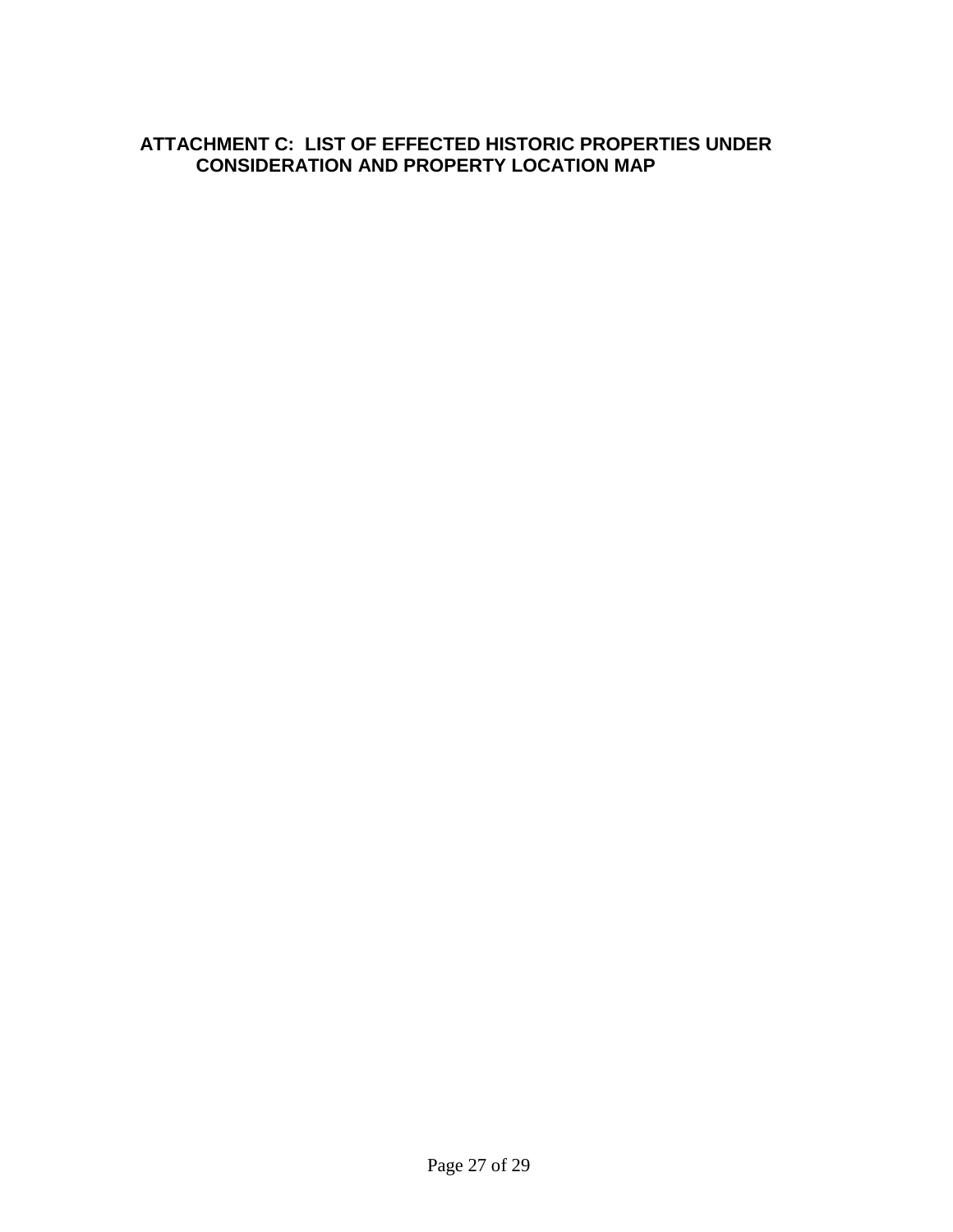## ATTACHMENT C: LIST OF EFFECTED HISTORIC PROPERTIES UNDER CONSIDERATION AND PROPERTY LOCATION MAP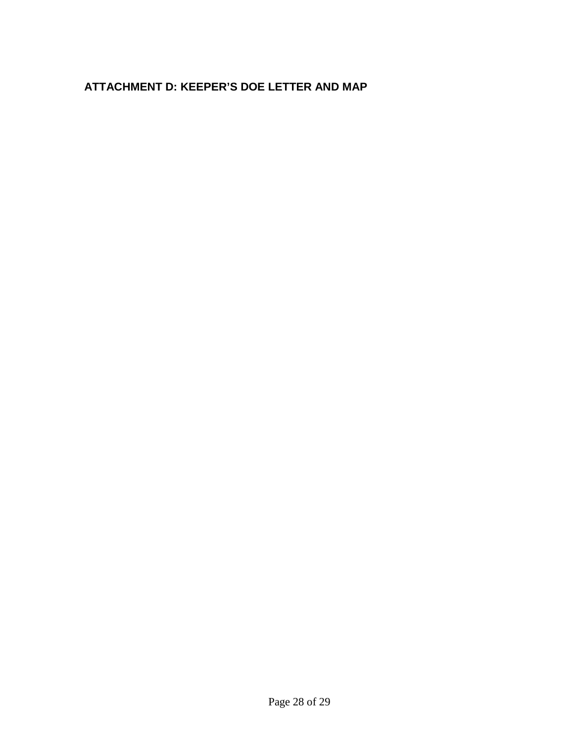## ATTACHMENT D: KEEPER’S DOE LETTER AND MAP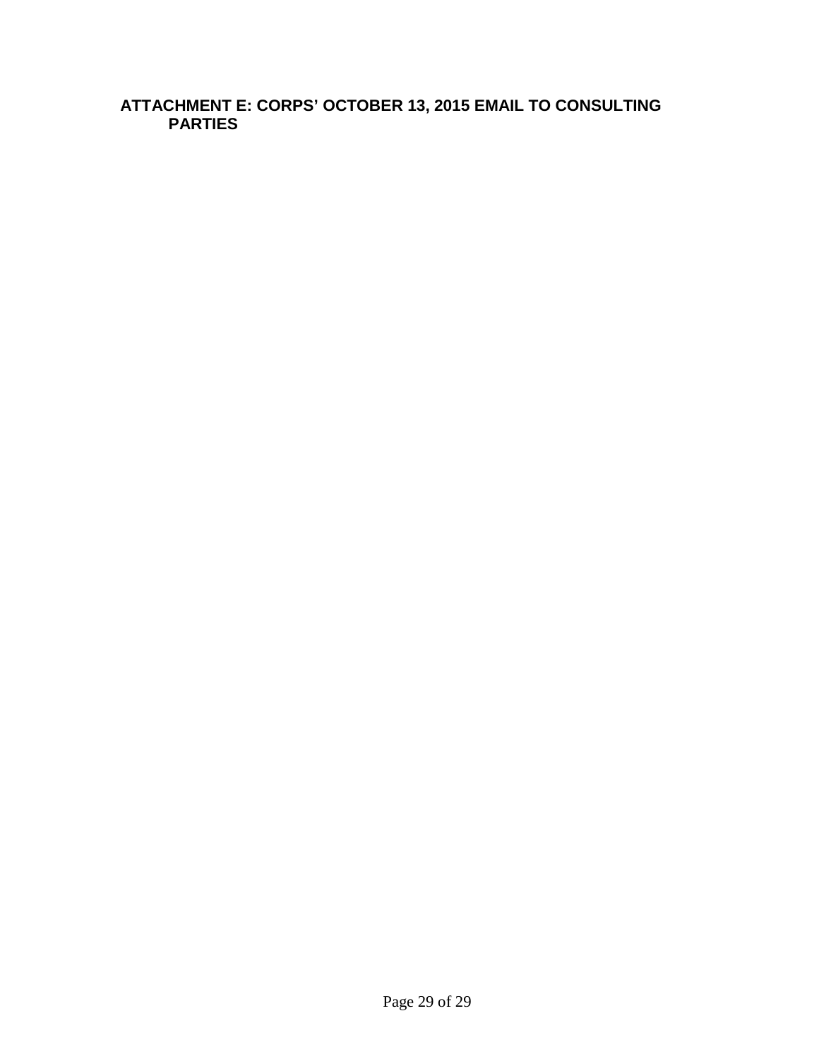## ATTACHMENT E: CORPS' OCTOBER 13, 2015 EMAIL TO CONSULTING PARTIES